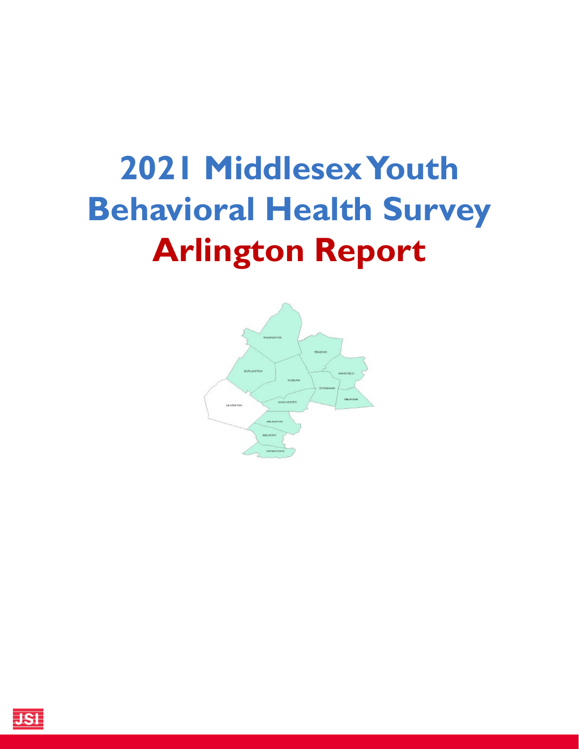# 2021 Middlesex Youth Behavioral Health Survey

# Arlington Report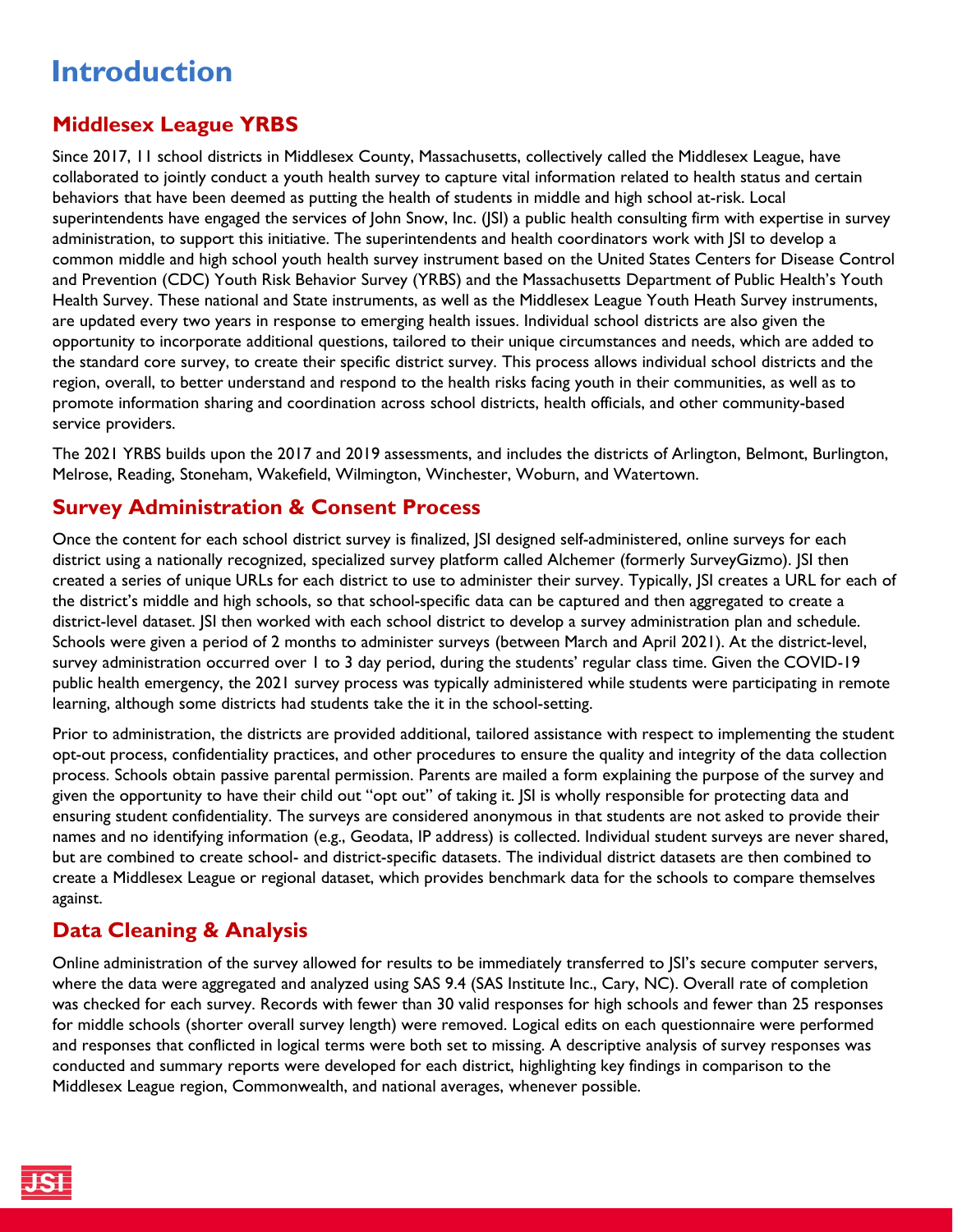# Introduction

## Middlesex League YRBS

Since 2017, 11 school districts in Middlesex County, Massachusetts, collectively called the Middlesex League, have collaborated to jointly conduct a youth health survey to capture vital information related to health status and certain behaviors that have been deemed as putting the health of students in middle and high school at-risk. Local superintendents have engaged the services of John Snow, Inc. (JSI) a public health consulting firm with expertise in survey administration, to support this initiative. The superintendents and health coordinators work with JSI to develop a common middle and high school youth health survey instrument based on the United States Centers for Disease Control and Prevention (CDC) Youth Risk Behavior Survey (YRBS) and the Massachusetts Department of Public Health's Youth Health Survey. These national and State instruments, as well as the Middlesex League Youth Heath Survey instruments, are updated every two years in response to emerging health issues. Individual school districts are also given the opportunity to incorporate additional questions, tailored to their unique circumstances and needs, which are added to the standard core survey, to create their specific district survey. This process allows individual school districts and the region, overall, to better understand and respond to the health risks facing youth in their communities, as well as to promote information sharing and coordination across school districts, health officials, and other community-based service providers.

The 2021 YRBS builds upon the 2017 and 2019 assessments, and includes the districts of Arlington, Belmont, Burlington, Melrose, Reading, Stoneham, Wakefield, Wilmington, Winchester, Woburn, and Watertown.

## Survey Administration & Consent Process

Once the content for each school district survey is finalized, JSI designed self-administered, online surveys for each district using a nationally recognized, specialized survey platform called Alchemer (formerly SurveyGizmo). JSI then created a series of unique URLs for each district to use to administer their survey. Typically, JSI creates a URL for each of the district's middle and high schools, so that school-specific data can be captured and then aggregated to create a district-level dataset. JSI then worked with each school district to develop a survey administration plan and schedule. Schools were given a period of 2 months to administer surveys (between March and April 2021). At the district-level, survey administration occurred over 1 to 3 day period, during the students' regular class time. Given the COVID-19 public health emergency, the 2021 survey process was typically administered while students were participating in remote learning, although some districts had students take the it in the school-setting.

Prior to administration, the districts are provided additional, tailored assistance with respect to implementing the student opt-out process, confidentiality practices, and other procedures to ensure the quality and integrity of the data collection process. Schools obtain passive parental permission. Parents are mailed a form explaining the purpose of the survey and given the opportunity to have their child out "opt out" of taking it. JSI is wholly responsible for protecting data and ensuring student confidentiality. The surveys are considered anonymous in that students are not asked to provide their names and no identifying information (e.g., Geodata, IP address) is collected. Individual student surveys are never shared, but are combined to create school- and district-specific datasets. The individual district datasets are then combined to create a Middlesex League or regional dataset, which provides benchmark data for the schools to compare themselves against.

## Data Cleaning & Analysis

Online administration of the survey allowed for results to be immediately transferred to JSI's secure computer servers, where the data were aggregated and analyzed using SAS 9.4 (SAS Institute Inc., Cary, NC). Overall rate of completion was checked for each survey. Records with fewer than 30 valid responses for high schools and fewer than 25 responses for middle schools (shorter overall survey length) were removed. Logical edits on each questionnaire were performed and responses that conflicted in logical terms were both set to missing. A descriptive analysis of survey responses was conducted and summary reports were developed for each district, highlighting key findings in comparison to the Middlesex League region, Commonwealth, and national averages, whenever possible.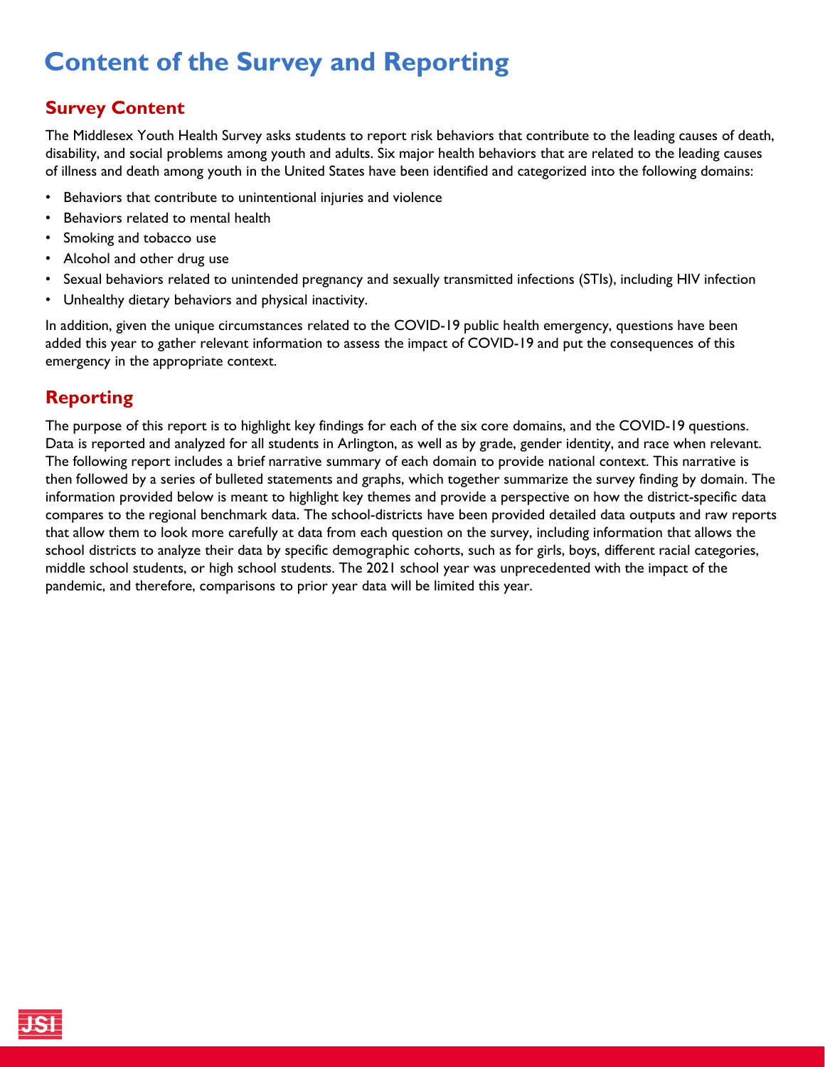# Content of the Survey and Reporting

## Survey Content

The Middlesex Youth Health Survey asks students to report risk behaviors that contribute to the leading causes of death, disability, and social problems among youth and adults. Six major health behaviors that are related to the leading causes of illness and death among youth in the United States have been identified and categorized into the following domains:

- Behaviors that contribute to unintentional injuries and violence
- Behaviors related to mental health
- Smoking and tobacco use
- Alcohol and other drug use
- Sexual behaviors related to unintended pregnancy and sexually transmitted infections (STIs), including HIV infection
- Unhealthy dietary behaviors and physical inactivity.

In addition, given the unique circumstances related to the COVID-19 public health emergency, questions have been added this year to gather relevant information to assess the impact of COVID-19 and put the consequences of this emergency in the appropriate context.

## Reporting

The purpose of this report is to highlight key findings for each of the six core domains, and the COVID-19 questions. Data is reported and analyzed for all students in Arlington, as well as by grade, gender identity, and race when relevant. The following report includes a brief narrative summary of each domain to provide national context. This narrative is then followed by a series of bulleted statements and graphs, which together summarize the survey finding by domain. The information provided below is meant to highlight key themes and provide a perspective on how the district-specific data compares to the regional benchmark data. The school-districts have been provided detailed data outputs and raw reports that allow them to look more carefully at data from each question on the survey, including information that allows the school districts to analyze their data by specific demographic cohorts, such as for girls, boys, different racial categories, middle school students, or high school students. The 2021 school year was unprecedented with the impact of the pandemic, and therefore, comparisons to prior year data will be limited this year.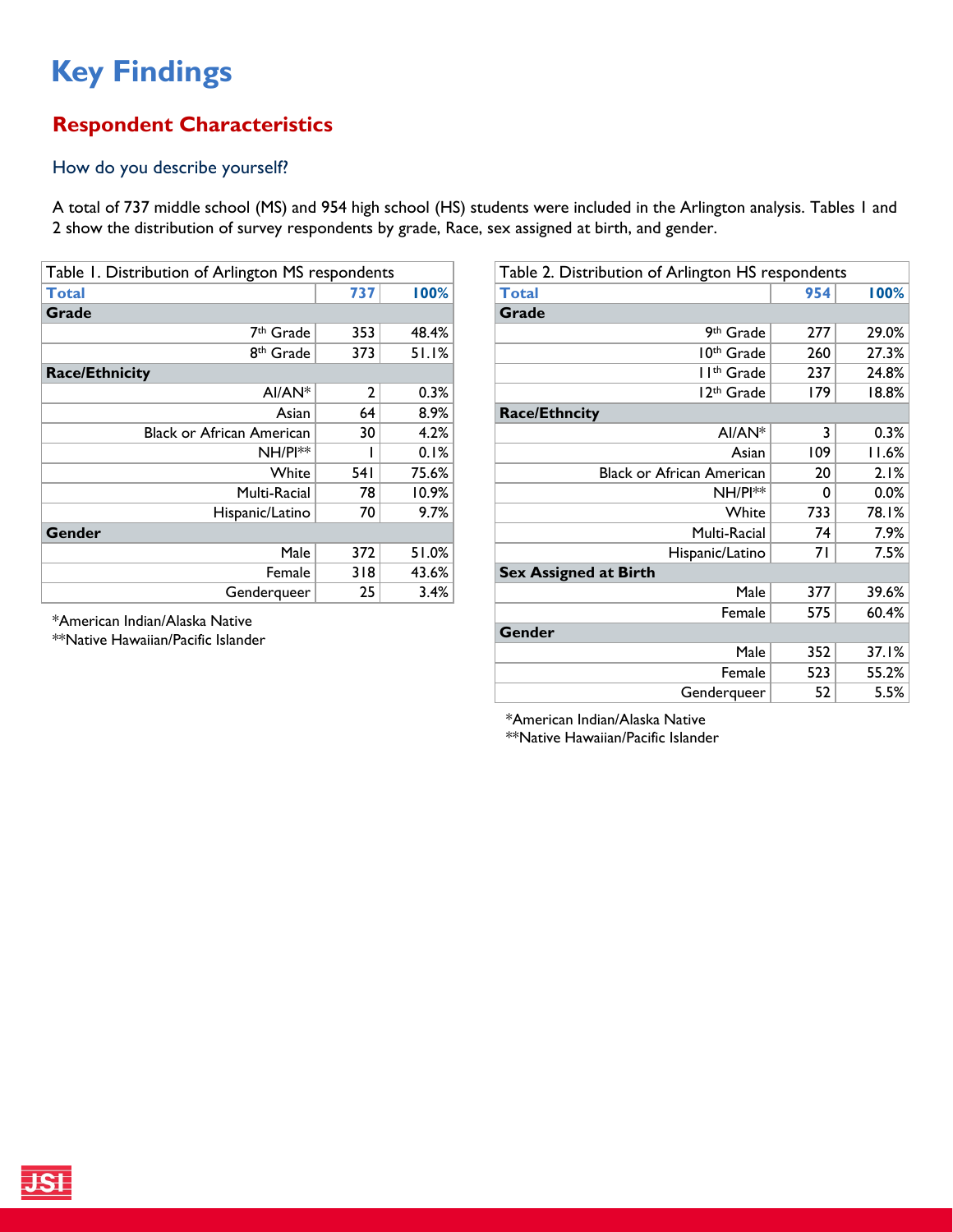# Key Findings

## Respondent Characteristics

### How do you describe yourself?

A total of 737 middle school (MS) and 954 high school (HS) students were included in the Arlington analysis. Tables 1 and 2 show the distribution of survey respondents by grade, Race, sex assigned at birth, and gender.

| Table 1. Distribution of Arlington MS respondents | | |
|---|---|---|
| **Total** | **737** | **100%** |
| **Grade** | | |
| 7th Grade | 353 | 48.4% |
| 8th Grade | 373 | 51.1% |
| **Race/Ethnicity** | | |
| AI/AN* | 2 | 0.3% |
| Asian | 64 | 8.9% |
| Black or African American | 30 | 4.2% |
| NH/PI** | 1 | 0.1% |
| White | 541 | 75.6% |
| Multi-Racial | 78 | 10.9% |
| Hispanic/Latino | 70 | 9.7% |
| **Gender** | | |
| Male | 372 | 51.0% |
| Female | 318 | 43.6% |
| Genderqueer | 25 | 3.4% |

*American Indian/Alaska Native
**Native Hawaiian/Pacific Islander

| Table 2. Distribution of Arlington HS respondents | | |
|---|---|---|
| **Total** | **954** | **100%** |
| **Grade** | | |
| 9th Grade | 277 | 29.0% |
| 10th Grade | 260 | 27.3% |
| 11th Grade | 237 | 24.8% |
| 12th Grade | 179 | 18.8% |
| **Race/Ethncity** | | |
| AI/AN* | 3 | 0.3% |
| Asian | 109 | 11.6% |
| Black or African American | 20 | 2.1% |
| NH/PI** | 0 | 0.0% |
| White | 733 | 78.1% |
| Multi-Racial | 74 | 7.9% |
| Hispanic/Latino | 71 | 7.5% |
| **Sex Assigned at Birth** | | |
| Male | 377 | 39.6% |
| Female | 575 | 60.4% |
| **Gender** | | |
| Male | 352 | 37.1% |
| Female | 523 | 55.2% |
| Genderqueer | 52 | 5.5% |

*American Indian/Alaska Native
**Native Hawaiian/Pacific Islander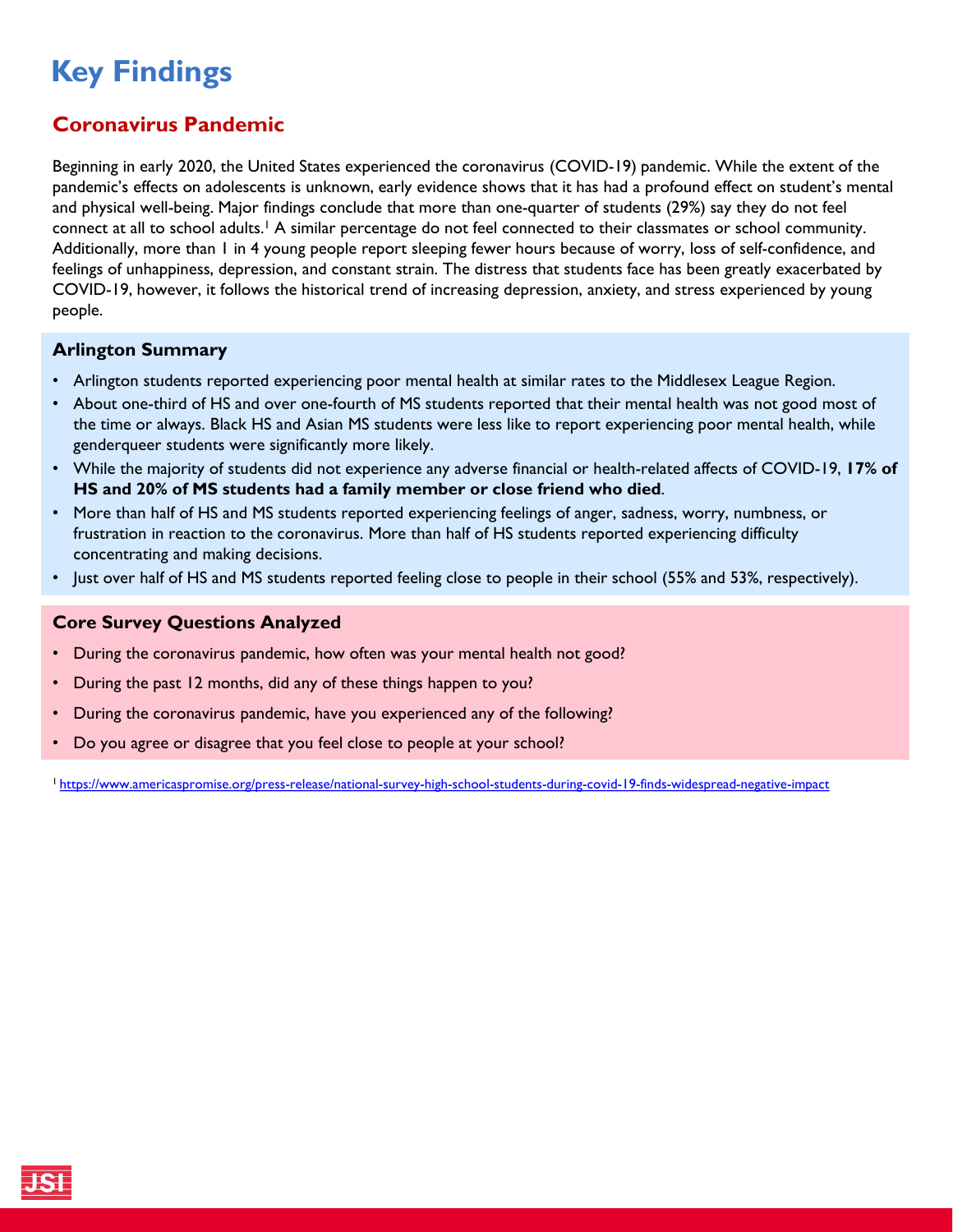# Key Findings

## Coronavirus Pandemic

Beginning in early 2020, the United States experienced the coronavirus (COVID-19) pandemic. While the extent of the pandemic's effects on adolescents is unknown, early evidence shows that it has had a profound effect on student's mental and physical well-being. Major findings conclude that more than one-quarter of students (29%) say they do not feel connect at all to school adults.[1] A similar percentage do not feel connected to their classmates or school community. Additionally, more than 1 in 4 young people report sleeping fewer hours because of worry, loss of self-confidence, and feelings of unhappiness, depression, and constant strain. The distress that students face has been greatly exacerbated by COVID-19, however, it follows the historical trend of increasing depression, anxiety, and stress experienced by young people.

### Arlington Summary

- Arlington students reported experiencing poor mental health at similar rates to the Middlesex League Region.
- About one-third of HS and over one-fourth of MS students reported that their mental health was not good most of the time or always. Black HS and Asian MS students were less like to report experiencing poor mental health, while genderqueer students were significantly more likely.
- While the majority of students did not experience any adverse financial or health-related affects of COVID-19, **17% of HS and 20% of MS students had a family member or close friend who died**.
- More than half of HS and MS students reported experiencing feelings of anger, sadness, worry, numbness, or frustration in reaction to the coronavirus. More than half of HS students reported experiencing difficulty concentrating and making decisions.
- Just over half of HS and MS students reported feeling close to people in their school (55% and 53%, respectively).

### Core Survey Questions Analyzed

- During the coronavirus pandemic, how often was your mental health not good?
- During the past 12 months, did any of these things happen to you?
- During the coronavirus pandemic, have you experienced any of the following?
- Do you agree or disagree that you feel close to people at your school?

[1] https://www.americaspromise.org/press-release/national-survey-high-school-students-during-covid-19-finds-widespread-negative-impact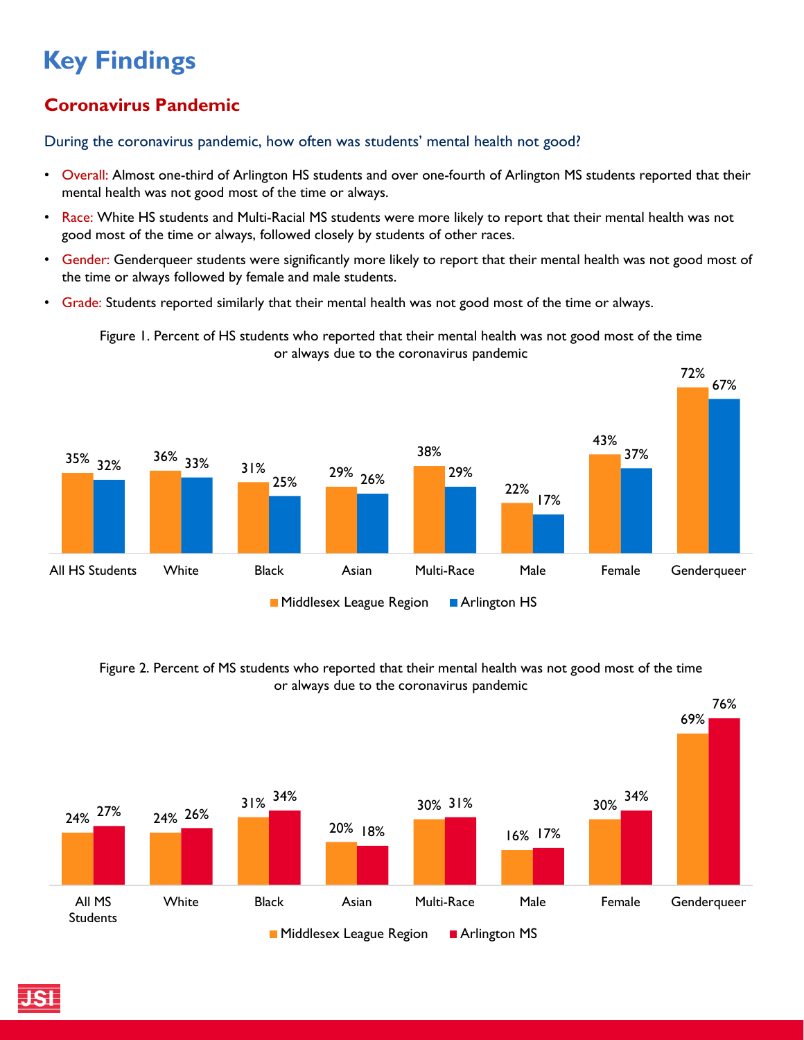# Key Findings

## Coronavirus Pandemic

### During the coronavirus pandemic, how often was students' mental health not good?

- Overall: Almost one-third of Arlington HS students and over one-fourth of Arlington MS students reported that their mental health was not good most of the time or always.
- Race: White HS students and Multi-Racial MS students were more likely to report that their mental health was not good most of the time or always, followed closely by students of other races.
- Gender: Genderqueer students were significantly more likely to report that their mental health was not good most of the time or always followed by female and male students.
- Grade: Students reported similarly that their mental health was not good most of the time or always.

Figure 1. Percent of HS students who reported that their mental health was not good most of the time or always due to the coronavirus pandemic

| | Middlesex League Region | Arlington HS |
|---|---|---|
| All HS Students | 35% | 32% |
| White | 36% | 33% |
| Black | 31% | 25% |
| Asian | 29% | 26% |
| Multi-Race | 38% | 29% |
| Male | 22% | 17% |
| Female | 43% | 37% |
| Genderqueer | 72% | 67% |

Figure 2. Percent of MS students who reported that their mental health was not good most of the time or always due to the coronavirus pandemic

| | Middlesex League Region | Arlington MS |
|---|---|---|
| All MS Students | 24% | 27% |
| White | 24% | 26% |
| Black | 31% | 34% |
| Asian | 20% | 18% |
| Multi-Race | 30% | 31% |
| Male | 16% | 17% |
| Female | 30% | 34% |
| Genderqueer | 69% | 76% |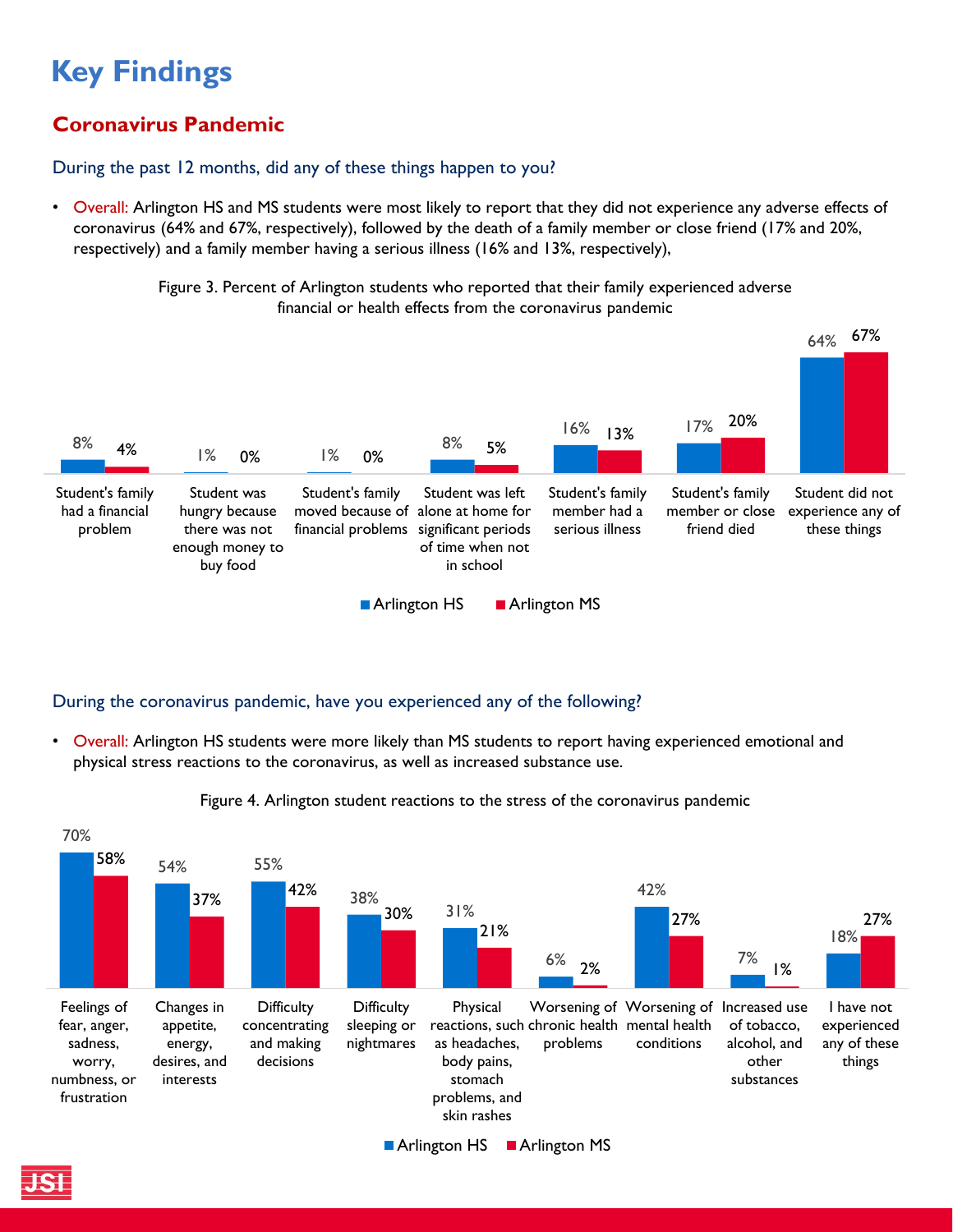# Key Findings

## Coronavirus Pandemic

### During the past 12 months, did any of these things happen to you?

- Overall: Arlington HS and MS students were most likely to report that they did not experience any adverse effects of coronavirus (64% and 67%, respectively), followed by the death of a family member or close friend (17% and 20%, respectively) and a family member having a serious illness (16% and 13%, respectively),

Figure 3. Percent of Arlington students who reported that their family experienced adverse financial or health effects from the coronavirus pandemic

| | Arlington HS | Arlington MS |
|---|---|---|
| Student's family had a financial problem | 8% | 4% |
| Student was hungry because there was not enough money to buy food | 1% | 0% |
| Student's family moved because of financial problems | 1% | 0% |
| Student was left alone at home for significant periods of time when not in school | 8% | 5% |
| Student's family member had a serious illness | 16% | 13% |
| Student's family member or close friend died | 17% | 20% |
| Student did not experience any of these things | 64% | 67% |

### During the coronavirus pandemic, have you experienced any of the following?

- Overall: Arlington HS students were more likely than MS students to report having experienced emotional and physical stress reactions to the coronavirus, as well as increased substance use.

Figure 4. Arlington student reactions to the stress of the coronavirus pandemic

| | Arlington HS | Arlington MS |
|---|---|---|
| Feelings of fear, anger, sadness, worry, numbness, or frustration | 70% | 58% |
| Changes in appetite, energy, desires, and interests | 54% | 37% |
| Difficulty concentrating and making decisions | 55% | 42% |
| Difficulty sleeping or nightmares | 38% | 30% |
| Physical reactions, such as headaches, body pains, stomach problems, and skin rashes | 31% | 21% |
| Worsening of chronic health problems | 6% | 2% |
| Worsening of mental health conditions | 42% | 27% |
| Increased use of tobacco, alcohol, and other substances | 7% | 1% |
| I have not experienced any of these things | 18% | 27% |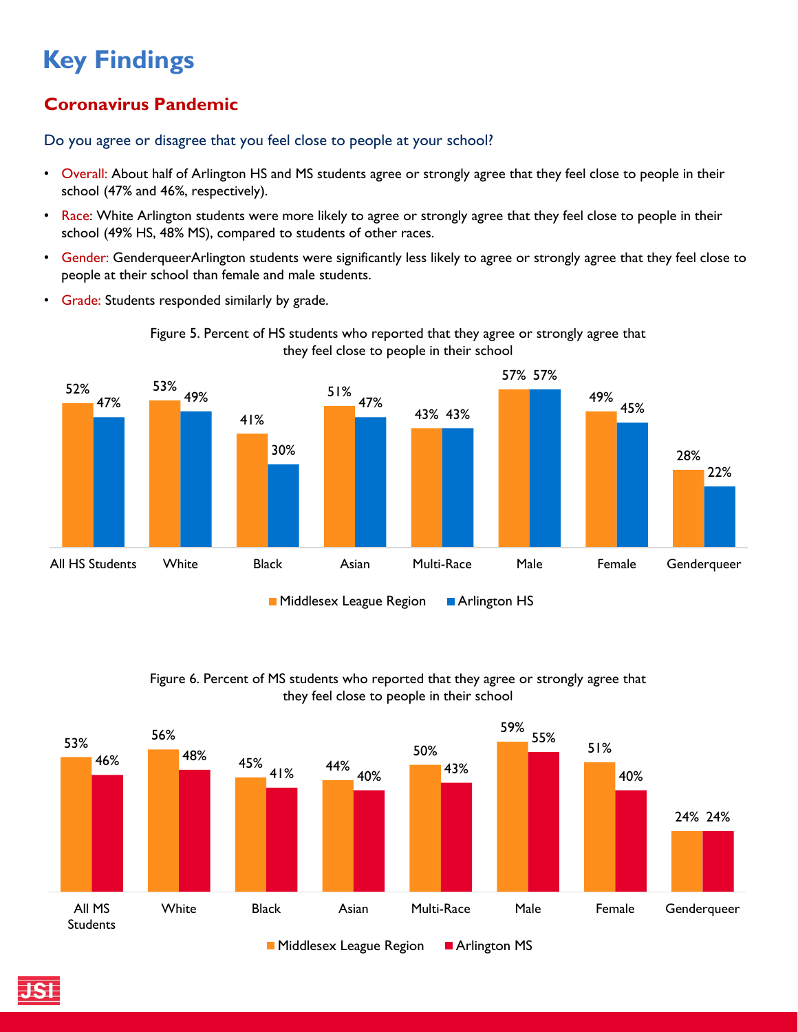# Key Findings

## Coronavirus Pandemic

### Do you agree or disagree that you feel close to people at your school?

- Overall: About half of Arlington HS and MS students agree or strongly agree that they feel close to people in their school (47% and 46%, respectively).
- Race: White Arlington students were more likely to agree or strongly agree that they feel close to people in their school (49% HS, 48% MS), compared to students of other races.
- Gender: GenderqueerArlington students were significantly less likely to agree or strongly agree that they feel close to people at their school than female and male students.
- Grade: Students responded similarly by grade.

Figure 5. Percent of HS students who reported that they agree or strongly agree that they feel close to people in their school

| | Middlesex League Region | Arlington HS |
|---|---|---|
| All HS Students | 52% | 47% |
| White | 53% | 49% |
| Black | 41% | 30% |
| Asian | 51% | 47% |
| Multi-Race | 43% | 43% |
| Male | 57% | 57% |
| Female | 49% | 45% |
| Genderqueer | 28% | 22% |

Figure 6. Percent of MS students who reported that they agree or strongly agree that they feel close to people in their school

| | Middlesex League Region | Arlington MS |
|---|---|---|
| All MS Students | 53% | 46% |
| White | 56% | 48% |
| Black | 45% | 41% |
| Asian | 44% | 40% |
| Multi-Race | 50% | 43% |
| Male | 59% | 55% |
| Female | 51% | 40% |
| Genderqueer | 24% | 24% |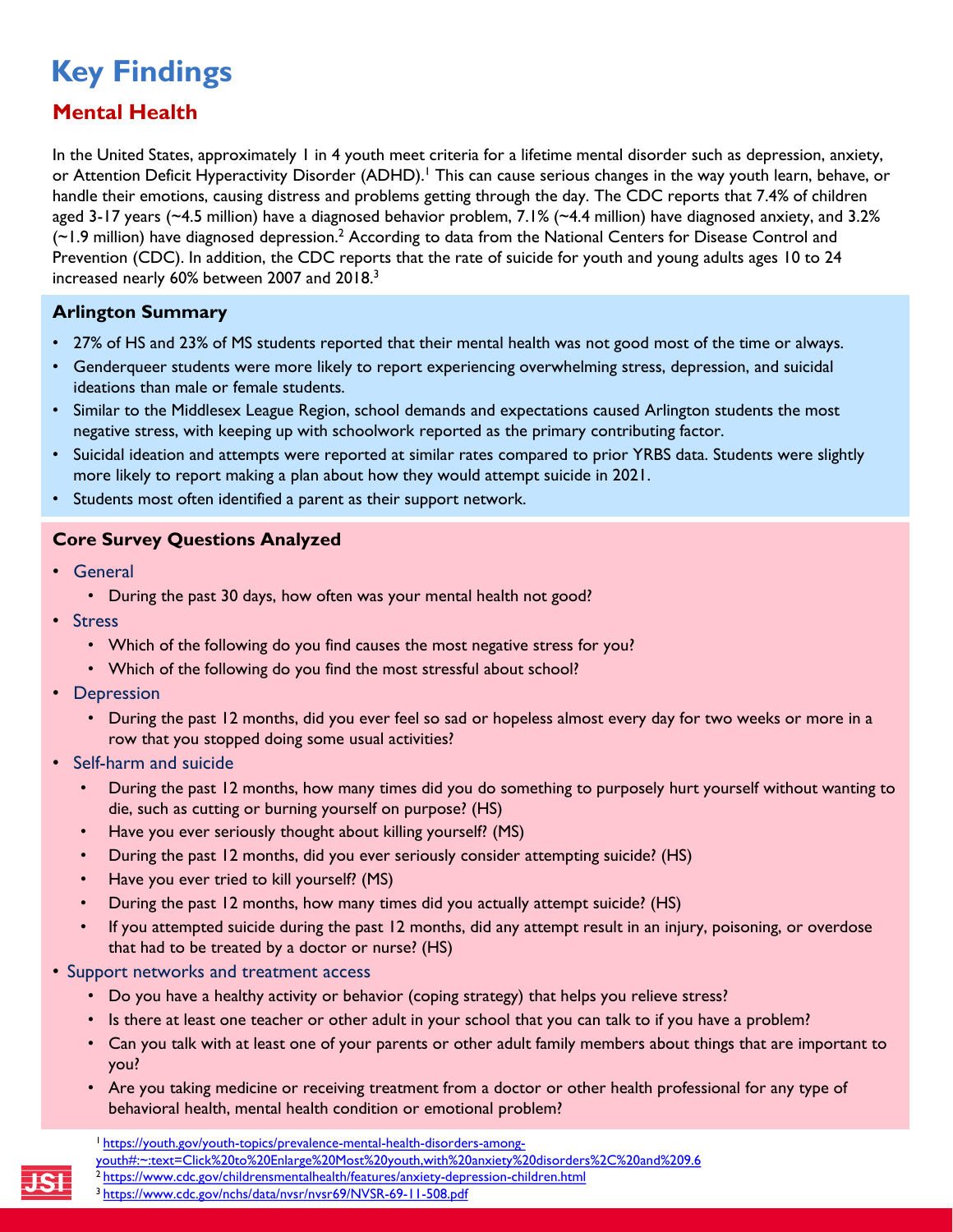# Key Findings

## Mental Health

In the United States, approximately 1 in 4 youth meet criteria for a lifetime mental disorder such as depression, anxiety, or Attention Deficit Hyperactivity Disorder (ADHD).[1] This can cause serious changes in the way youth learn, behave, or handle their emotions, causing distress and problems getting through the day. The CDC reports that 7.4% of children aged 3-17 years (~4.5 million) have a diagnosed behavior problem, 7.1% (~4.4 million) have diagnosed anxiety, and 3.2% (~1.9 million) have diagnosed depression.[2] According to data from the National Centers for Disease Control and Prevention (CDC). In addition, the CDC reports that the rate of suicide for youth and young adults ages 10 to 24 increased nearly 60% between 2007 and 2018.[3]

### Arlington Summary

- 27% of HS and 23% of MS students reported that their mental health was not good most of the time or always.
- Genderqueer students were more likely to report experiencing overwhelming stress, depression, and suicidal ideations than male or female students.
- Similar to the Middlesex League Region, school demands and expectations caused Arlington students the most negative stress, with keeping up with schoolwork reported as the primary contributing factor.
- Suicidal ideation and attempts were reported at similar rates compared to prior YRBS data. Students were slightly more likely to report making a plan about how they would attempt suicide in 2021.
- Students most often identified a parent as their support network.

### Core Survey Questions Analyzed

- General
  - During the past 30 days, how often was your mental health not good?
- Stress
  - Which of the following do you find causes the most negative stress for you?
  - Which of the following do you find the most stressful about school?
- Depression
  - During the past 12 months, did you ever feel so sad or hopeless almost every day for two weeks or more in a row that you stopped doing some usual activities?
- Self-harm and suicide
  - During the past 12 months, how many times did you do something to purposely hurt yourself without wanting to die, such as cutting or burning yourself on purpose? (HS)
  - Have you ever seriously thought about killing yourself? (MS)
  - During the past 12 months, did you ever seriously consider attempting suicide? (HS)
  - Have you ever tried to kill yourself? (MS)
  - During the past 12 months, how many times did you actually attempt suicide? (HS)
  - If you attempted suicide during the past 12 months, did any attempt result in an injury, poisoning, or overdose that had to be treated by a doctor or nurse? (HS)
- Support networks and treatment access
  - Do you have a healthy activity or behavior (coping strategy) that helps you relieve stress?
  - Is there at least one teacher or other adult in your school that you can talk to if you have a problem?
  - Can you talk with at least one of your parents or other adult family members about things that are important to you?
  - Are you taking medicine or receiving treatment from a doctor or other health professional for any type of behavioral health, mental health condition or emotional problem?

[1] https://youth.gov/youth-topics/prevalence-mental-health-disorders-among-youth#:~:text=Click%20to%20Enlarge%20Most%20youth,with%20anxiety%20disorders%2C%20and%209.6

[2] https://www.cdc.gov/childrensmentalhealth/features/anxiety-depression-children.html

[3] https://www.cdc.gov/nchs/data/nvsr/nvsr69/NVSR-69-11-508.pdf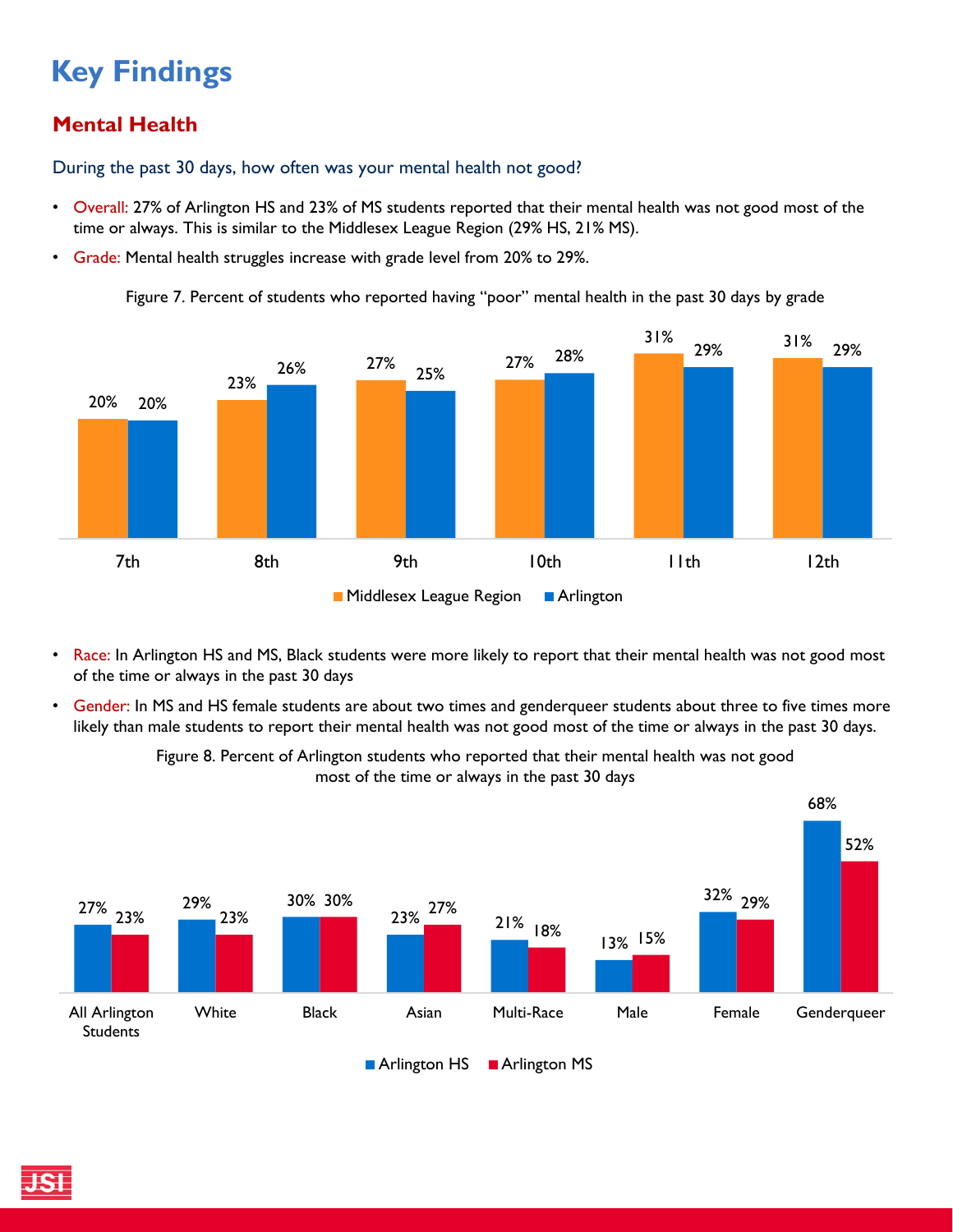# Key Findings

## Mental Health

During the past 30 days, how often was your mental health not good?

- Overall: 27% of Arlington HS and 23% of MS students reported that their mental health was not good most of the time or always. This is similar to the Middlesex League Region (29% HS, 21% MS).
- Grade: Mental health struggles increase with grade level from 20% to 29%.

Figure 7. Percent of students who reported having "poor" mental health in the past 30 days by grade

| Grade | Middlesex League Region | Arlington |
|---|---|---|
| 7th | 20% | 20% |
| 8th | 23% | 26% |
| 9th | 27% | 25% |
| 10th | 27% | 28% |
| 11th | 31% | 29% |
| 12th | 31% | 29% |

- Race: In Arlington HS and MS, Black students were more likely to report that their mental health was not good most of the time or always in the past 30 days
- Gender: In MS and HS female students are about two times and genderqueer students about three to five times more likely than male students to report their mental health was not good most of the time or always in the past 30 days.

Figure 8. Percent of Arlington students who reported that their mental health was not good most of the time or always in the past 30 days

| Group | Arlington HS | Arlington MS |
|---|---|---|
| All Arlington Students | 27% | 23% |
| White | 29% | 23% |
| Black | 30% | 30% |
| Asian | 23% | 27% |
| Multi-Race | 21% | 18% |
| Male | 13% | 15% |
| Female | 32% | 29% |
| Genderqueer | 68% | 52% |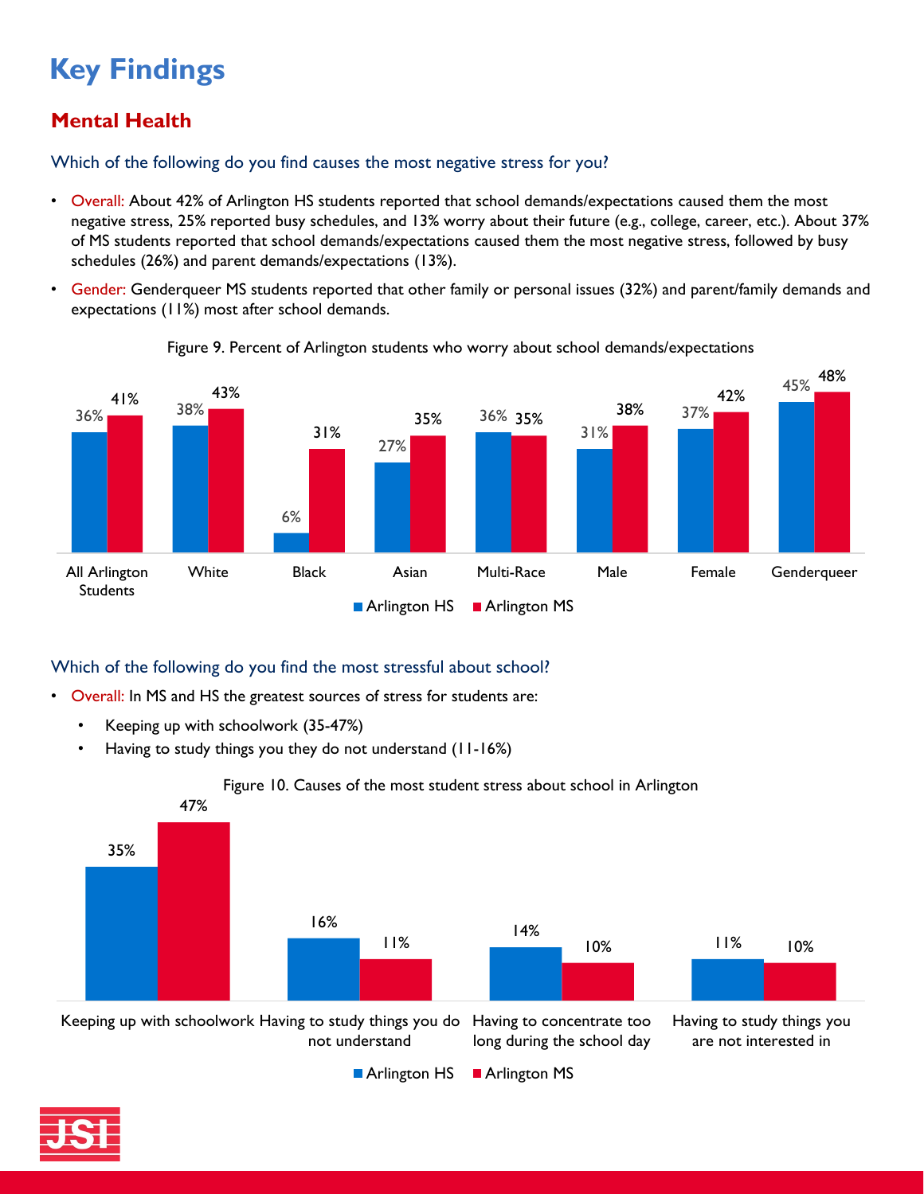# Key Findings

## Mental Health

### Which of the following do you find causes the most negative stress for you?

- Overall: About 42% of Arlington HS students reported that school demands/expectations caused them the most negative stress, 25% reported busy schedules, and 13% worry about their future (e.g., college, career, etc.). About 37% of MS students reported that school demands/expectations caused them the most negative stress, followed by busy schedules (26%) and parent demands/expectations (13%).
- Gender: Genderqueer MS students reported that other family or personal issues (32%) and parent/family demands and expectations (11%) most after school demands.

Figure 9. Percent of Arlington students who worry about school demands/expectations

| | Arlington HS | Arlington MS |
|---|---|---|
| All Arlington Students | 36% | 41% |
| White | 38% | 43% |
| Black | 6% | 31% |
| Asian | 27% | 35% |
| Multi-Race | 36% | 35% |
| Male | 31% | 38% |
| Female | 37% | 42% |
| Genderqueer | 45% | 48% |

### Which of the following do you find the most stressful about school?

- Overall: In MS and HS the greatest sources of stress for students are:
  - Keeping up with schoolwork (35-47%)
  - Having to study things you they do not understand (11-16%)

Figure 10. Causes of the most student stress about school in Arlington

| | Arlington HS | Arlington MS |
|---|---|---|
| Keeping up with schoolwork | 35% | 47% |
| Having to study things you do not understand | 16% | 11% |
| Having to concentrate too long during the school day | 14% | 10% |
| Having to study things you are not interested in | 11% | 10% |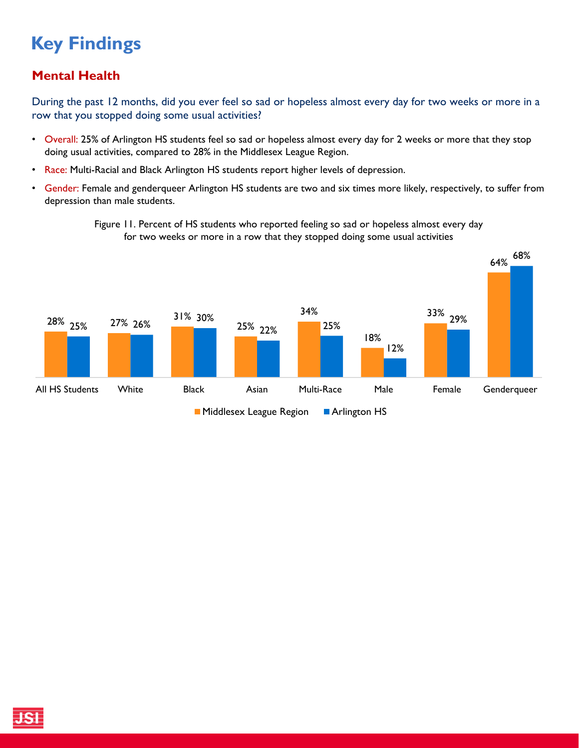# Key Findings

## Mental Health

During the past 12 months, did you ever feel so sad or hopeless almost every day for two weeks or more in a row that you stopped doing some usual activities?

- Overall: 25% of Arlington HS students feel so sad or hopeless almost every day for 2 weeks or more that they stop doing usual activities, compared to 28% in the Middlesex League Region.
- Race: Multi-Racial and Black Arlington HS students report higher levels of depression.
- Gender: Female and genderqueer Arlington HS students are two and six times more likely, respectively, to suffer from depression than male students.

Figure 11. Percent of HS students who reported feeling so sad or hopeless almost every day for two weeks or more in a row that they stopped doing some usual activities

| | Middlesex League Region | Arlington HS |
|---|---|---|
| All HS Students | 28% | 25% |
| White | 27% | 26% |
| Black | 31% | 30% |
| Asian | 25% | 22% |
| Multi-Race | 34% | 25% |
| Male | 18% | 12% |
| Female | 33% | 29% |
| Genderqueer | 64% | 68% |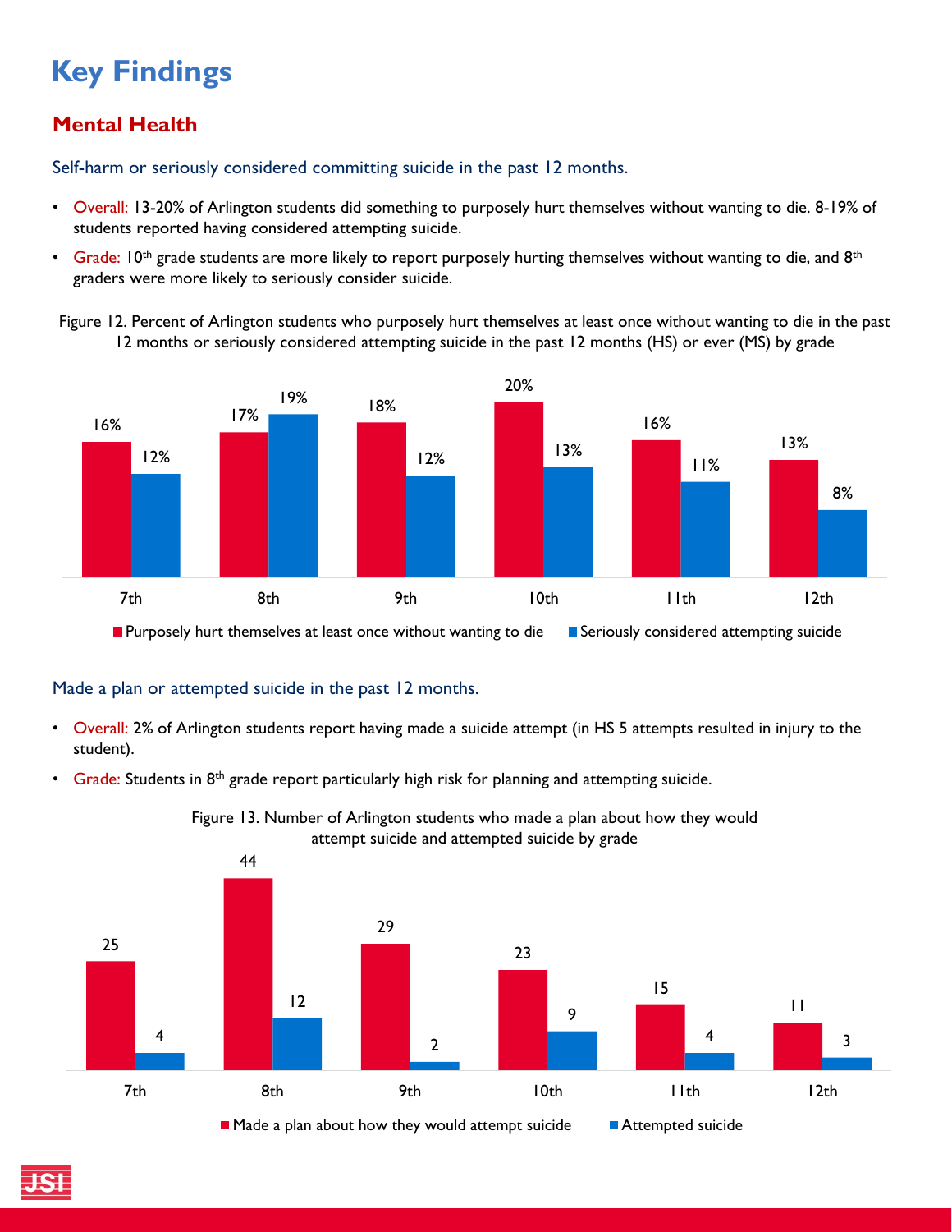# Key Findings

## Mental Health

### Self-harm or seriously considered committing suicide in the past 12 months.

- Overall: 13-20% of Arlington students did something to purposely hurt themselves without wanting to die. 8-19% of students reported having considered attempting suicide.
- Grade: 10th grade students are more likely to report purposely hurting themselves without wanting to die, and 8th graders were more likely to seriously consider suicide.

Figure 12. Percent of Arlington students who purposely hurt themselves at least once without wanting to die in the past 12 months or seriously considered attempting suicide in the past 12 months (HS) or ever (MS) by grade

| Grade | Purposely hurt themselves at least once without wanting to die | Seriously considered attempting suicide |
|---|---|---|
| 7th | 16% | 12% |
| 8th | 17% | 19% |
| 9th | 18% | 12% |
| 10th | 20% | 13% |
| 11th | 16% | 11% |
| 12th | 13% | 8% |

### Made a plan or attempted suicide in the past 12 months.

- Overall: 2% of Arlington students report having made a suicide attempt (in HS 5 attempts resulted in injury to the student).
- Grade: Students in 8th grade report particularly high risk for planning and attempting suicide.

Figure 13. Number of Arlington students who made a plan about how they would attempt suicide and attempted suicide by grade

| Grade | Made a plan about how they would attempt suicide | Attempted suicide |
|---|---|---|
| 7th | 25 | 4 |
| 8th | 44 | 12 |
| 9th | 29 | 2 |
| 10th | 23 | 9 |
| 11th | 15 | 4 |
| 12th | 11 | 3 |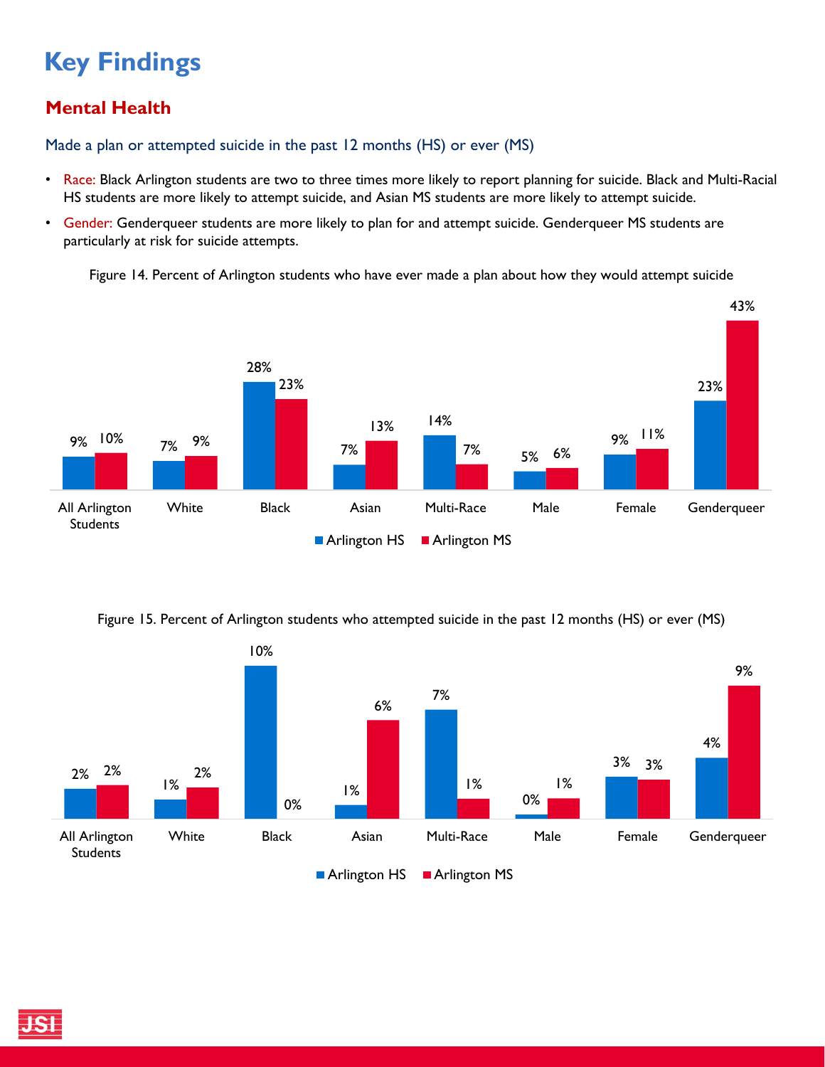# Key Findings

## Mental Health

### Made a plan or attempted suicide in the past 12 months (HS) or ever (MS)

- Race: Black Arlington students are two to three times more likely to report planning for suicide. Black and Multi-Racial HS students are more likely to attempt suicide, and Asian MS students are more likely to attempt suicide.
- Gender: Genderqueer students are more likely to plan for and attempt suicide. Genderqueer MS students are particularly at risk for suicide attempts.

Figure 14. Percent of Arlington students who have ever made a plan about how they would attempt suicide

| | Arlington HS | Arlington MS |
|---|---|---|
| All Arlington Students | 9% | 10% |
| White | 7% | 9% |
| Black | 28% | 23% |
| Asian | 7% | 13% |
| Multi-Race | 14% | 7% |
| Male | 5% | 6% |
| Female | 9% | 11% |
| Genderqueer | 23% | 43% |

Figure 15. Percent of Arlington students who attempted suicide in the past 12 months (HS) or ever (MS)

| | Arlington HS | Arlington MS |
|---|---|---|
| All Arlington Students | 2% | 2% |
| White | 1% | 2% |
| Black | 10% | 0% |
| Asian | 1% | 6% |
| Multi-Race | 7% | 1% |
| Male | 0% | 1% |
| Female | 3% | 3% |
| Genderqueer | 4% | 9% |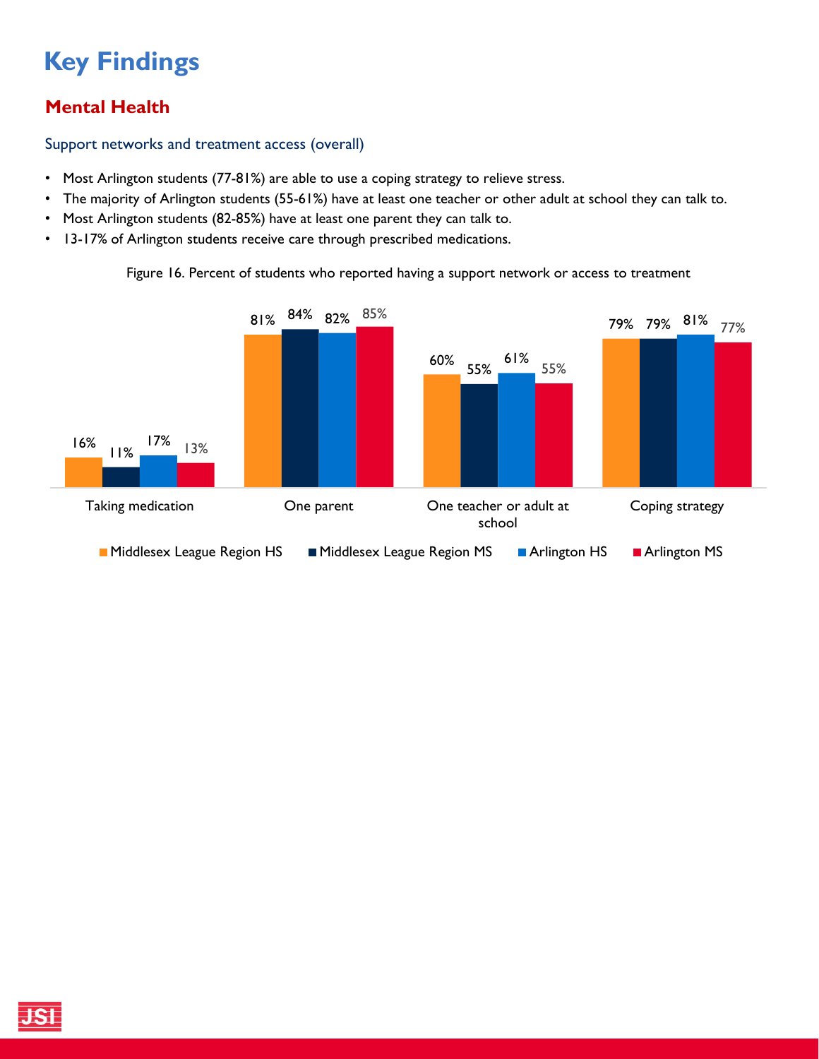# Key Findings

## Mental Health

### Support networks and treatment access (overall)

- Most Arlington students (77-81%) are able to use a coping strategy to relieve stress.
- The majority of Arlington students (55-61%) have at least one teacher or other adult at school they can talk to.
- Most Arlington students (82-85%) have at least one parent they can talk to.
- 13-17% of Arlington students receive care through prescribed medications.

Figure 16. Percent of students who reported having a support network or access to treatment

| | Middlesex League Region HS | Middlesex League Region MS | Arlington HS | Arlington MS |
|---|---|---|---|---|
| Taking medication | 16% | 11% | 17% | 13% |
| One parent | 81% | 84% | 82% | 85% |
| One teacher or adult at school | 60% | 55% | 61% | 55% |
| Coping strategy | 79% | 79% | 81% | 77% |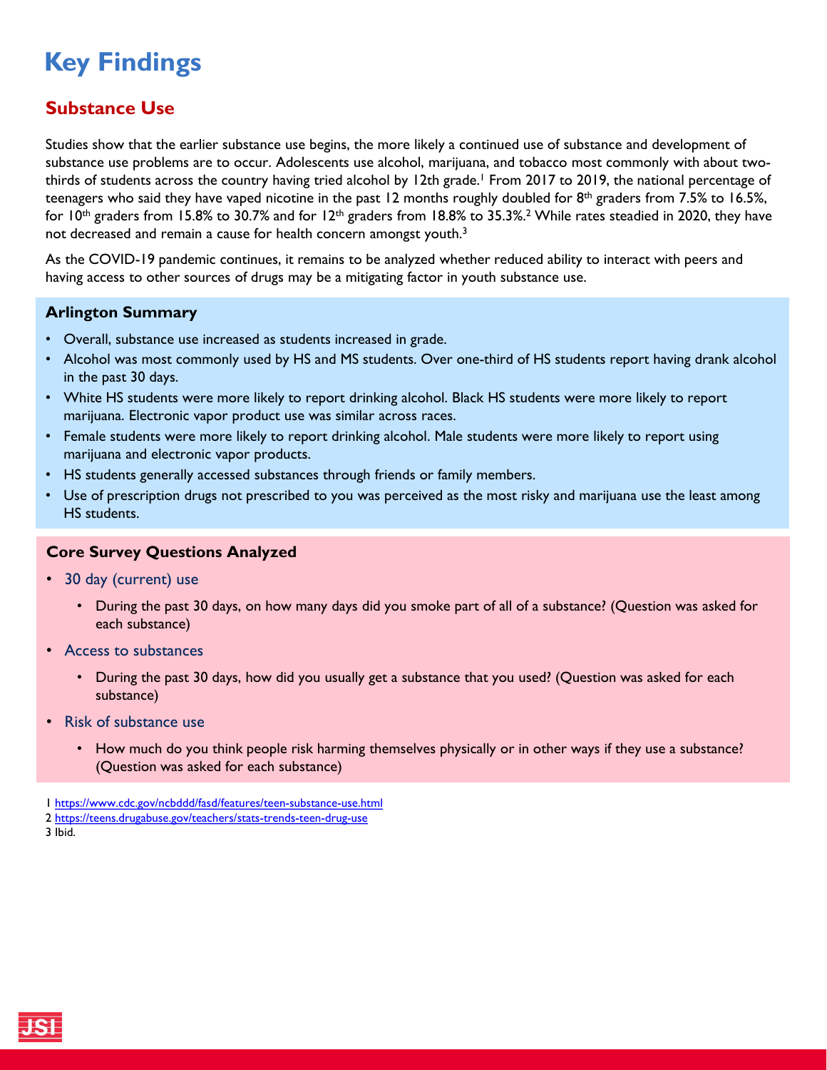# Key Findings

## Substance Use

Studies show that the earlier substance use begins, the more likely a continued use of substance and development of substance use problems are to occur. Adolescents use alcohol, marijuana, and tobacco most commonly with about two-thirds of students across the country having tried alcohol by 12th grade.[1] From 2017 to 2019, the national percentage of teenagers who said they have vaped nicotine in the past 12 months roughly doubled for 8th graders from 7.5% to 16.5%, for 10th graders from 15.8% to 30.7% and for 12th graders from 18.8% to 35.3%.[2] While rates steadied in 2020, they have not decreased and remain a cause for health concern amongst youth.[3]

As the COVID-19 pandemic continues, it remains to be analyzed whether reduced ability to interact with peers and having access to other sources of drugs may be a mitigating factor in youth substance use.

### Arlington Summary

- Overall, substance use increased as students increased in grade.
- Alcohol was most commonly used by HS and MS students. Over one-third of HS students report having drank alcohol in the past 30 days.
- White HS students were more likely to report drinking alcohol. Black HS students were more likely to report marijuana. Electronic vapor product use was similar across races.
- Female students were more likely to report drinking alcohol. Male students were more likely to report using marijuana and electronic vapor products.
- HS students generally accessed substances through friends or family members.
- Use of prescription drugs not prescribed to you was perceived as the most risky and marijuana use the least among HS students.

### Core Survey Questions Analyzed

- 30 day (current) use
  - During the past 30 days, on how many days did you smoke part of all of a substance? (Question was asked for each substance)
- Access to substances
  - During the past 30 days, how did you usually get a substance that you used? (Question was asked for each substance)
- Risk of substance use
  - How much do you think people risk harming themselves physically or in other ways if they use a substance? (Question was asked for each substance)

1 https://www.cdc.gov/ncbddd/fasd/features/teen-substance-use.html
2 https://teens.drugabuse.gov/teachers/stats-trends-teen-drug-use
3 Ibid.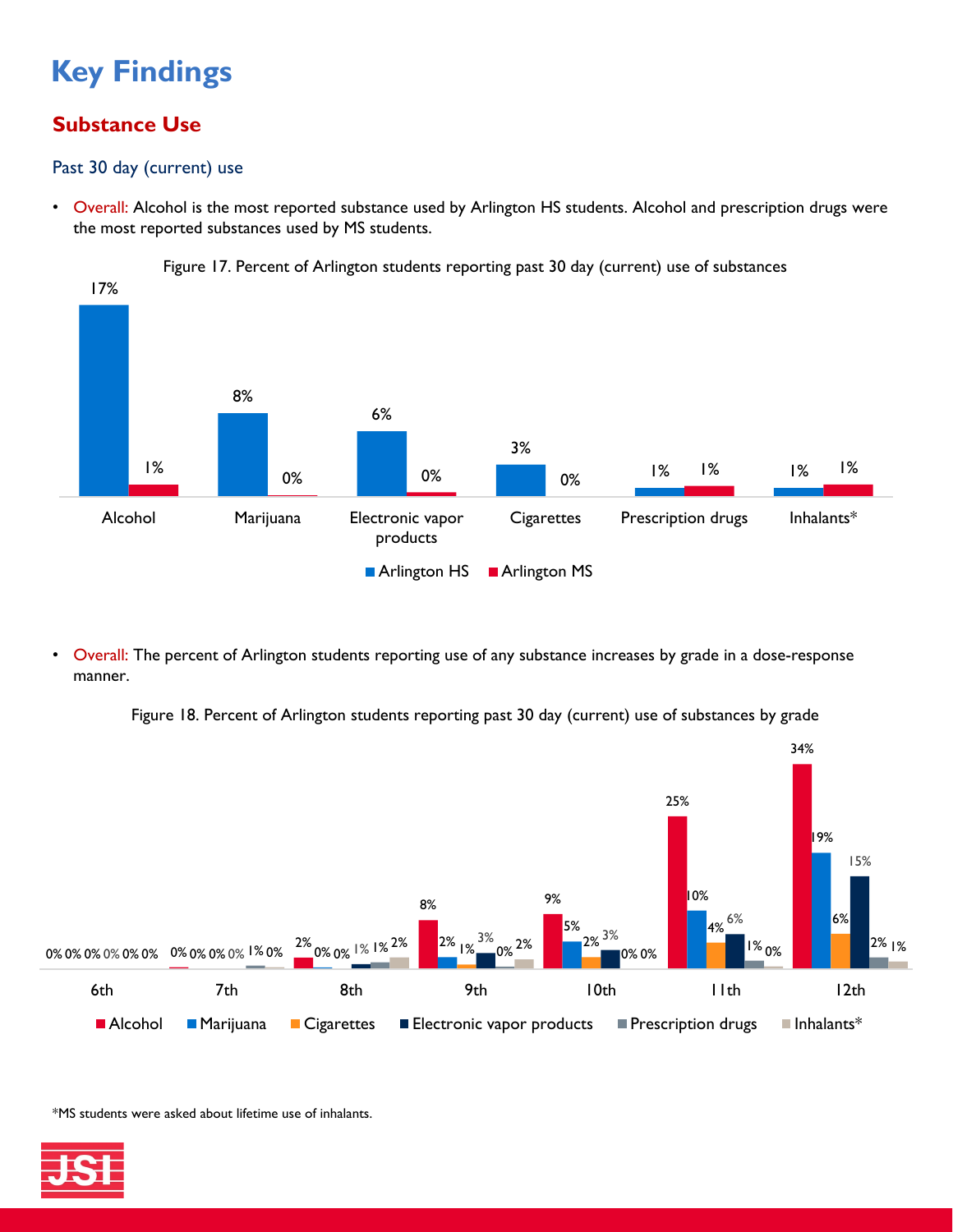# Key Findings

## Substance Use

### Past 30 day (current) use

- Overall: Alcohol is the most reported substance used by Arlington HS students. Alcohol and prescription drugs were the most reported substances used by MS students.

Figure 17. Percent of Arlington students reporting past 30 day (current) use of substances

| Substance | Arlington HS | Arlington MS |
|---|---|---|
| Alcohol | 17% | 1% |
| Marijuana | 8% | 0% |
| Electronic vapor products | 6% | 0% |
| Cigarettes | 3% | 0% |
| Prescription drugs | 1% | 1% |
| Inhalants* | 1% | 1% |

- Overall: The percent of Arlington students reporting use of any substance increases by grade in a dose-response manner.

Figure 18. Percent of Arlington students reporting past 30 day (current) use of substances by grade

| Grade | Alcohol | Marijuana | Cigarettes | Electronic vapor products | Prescription drugs | Inhalants* |
|---|---|---|---|---|---|---|
| 6th | 0% | 0% | 0% | 0% | 0% | 0% |
| 7th | 0% | 0% | 0% | 0% | 1% | 0% |
| 8th | 2% | 0% | 0% | 1% | 1% | 2% |
| 9th | 8% | 2% | 1% | 3% | 0% | 2% |
| 10th | 9% | 5% | 2% | 3% | 0% | 0% |
| 11th | 25% | 10% | 4% | 6% | 1% | 0% |
| 12th | 34% | 19% | 6% | 15% | 2% | 1% |

*MS students were asked about lifetime use of inhalants.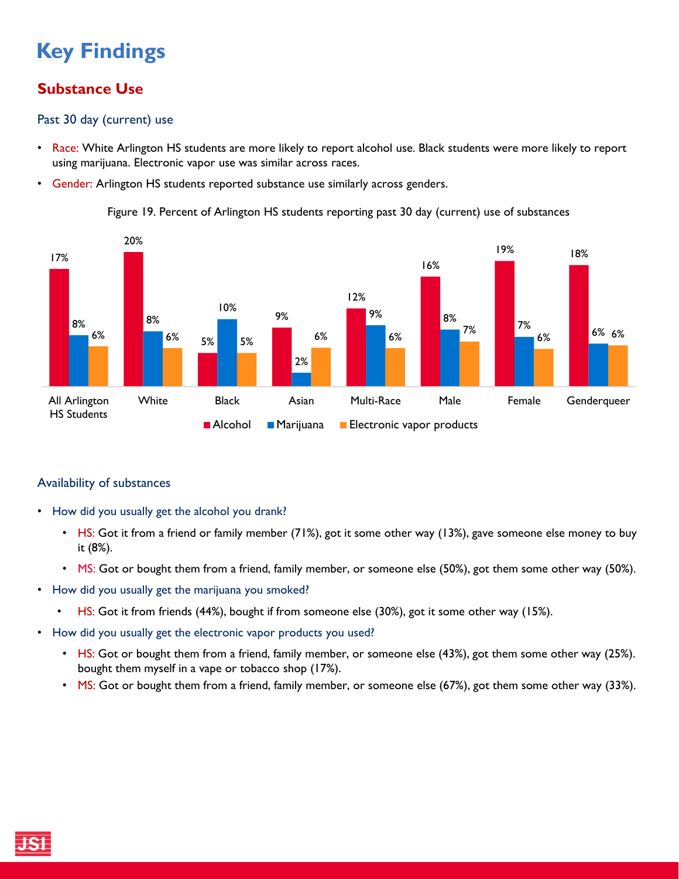# Key Findings

## Substance Use

### Past 30 day (current) use

- Race: White Arlington HS students are more likely to report alcohol use. Black students were more likely to report using marijuana. Electronic vapor use was similar across races.
- Gender: Arlington HS students reported substance use similarly across genders.

Figure 19. Percent of Arlington HS students reporting past 30 day (current) use of substances

| | Alcohol | Marijuana | Electronic vapor products |
|---|---|---|---|
| All Arlington HS Students | 17% | 8% | 6% |
| White | 20% | 8% | 6% |
| Black | 5% | 10% | 5% |
| Asian | 9% | 2% | 6% |
| Multi-Race | 12% | 9% | 6% |
| Male | 16% | 8% | 7% |
| Female | 19% | 7% | 6% |
| Genderqueer | 18% | 6% | 6% |

### Availability of substances

- How did you usually get the alcohol you drank?
  - HS: Got it from a friend or family member (71%), got it some other way (13%), gave someone else money to buy it (8%).
  - MS: Got or bought them from a friend, family member, or someone else (50%), got them some other way (50%).
- How did you usually get the marijuana you smoked?
  - HS: Got it from friends (44%), bought if from someone else (30%), got it some other way (15%).
- How did you usually get the electronic vapor products you used?
  - HS: Got or bought them from a friend, family member, or someone else (43%), got them some other way (25%). bought them myself in a vape or tobacco shop (17%).
  - MS: Got or bought them from a friend, family member, or someone else (67%), got them some other way (33%).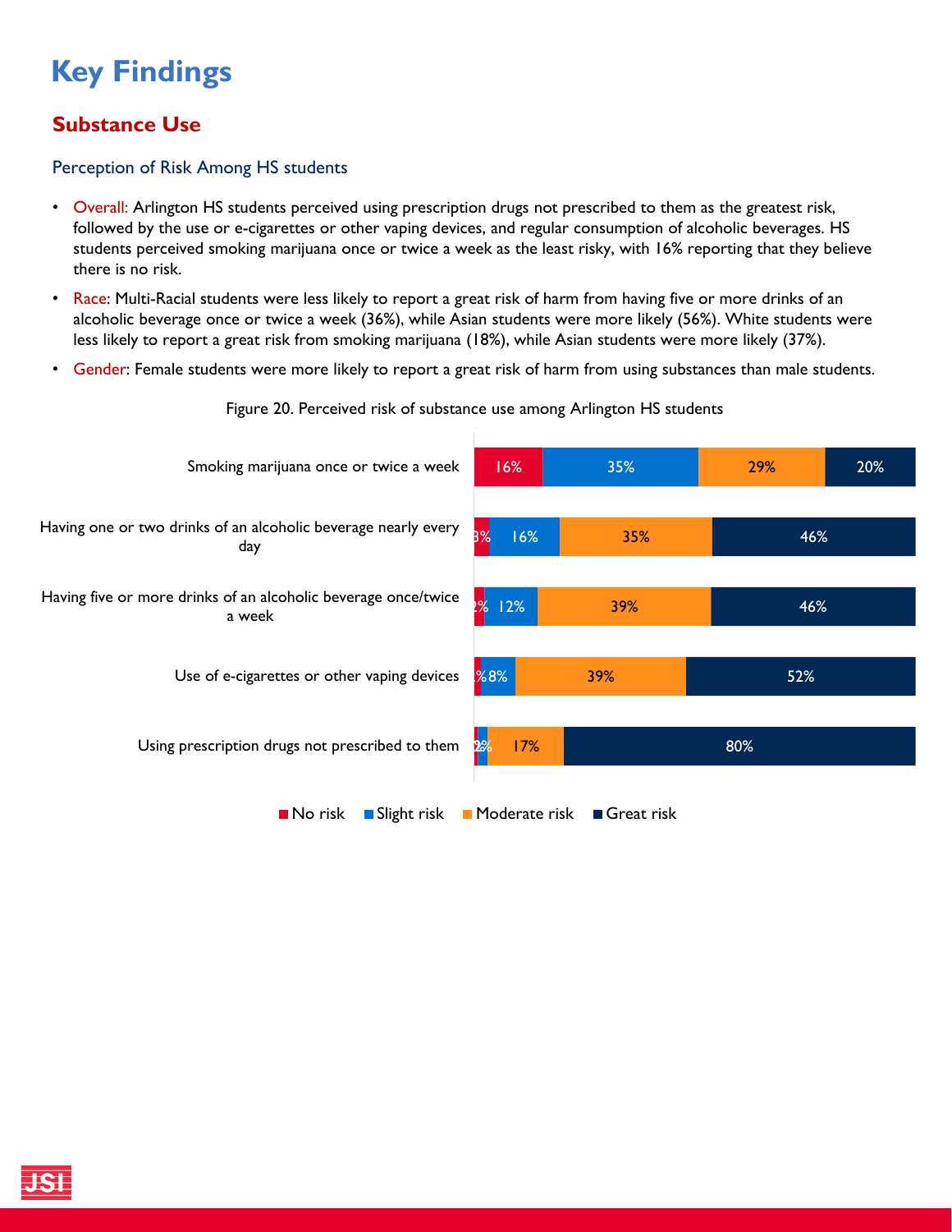# Key Findings

## Substance Use

### Perception of Risk Among HS students

- Overall: Arlington HS students perceived using prescription drugs not prescribed to them as the greatest risk, followed by the use or e-cigarettes or other vaping devices, and regular consumption of alcoholic beverages. HS students perceived smoking marijuana once or twice a week as the least risky, with 16% reporting that they believe there is no risk.
- Race: Multi-Racial students were less likely to report a great risk of harm from having five or more drinks of an alcoholic beverage once or twice a week (36%), while Asian students were more likely (56%). White students were less likely to report a great risk from smoking marijuana (18%), while Asian students were more likely (37%).
- Gender: Female students were more likely to report a great risk of harm from using substances than male students.

Figure 20. Perceived risk of substance use among Arlington HS students

| | No risk | Slight risk | Moderate risk | Great risk |
|---|---|---|---|---|
| Smoking marijuana once or twice a week | 16% | 35% | 29% | 20% |
| Having one or two drinks of an alcoholic beverage nearly every day | 3% | 16% | 35% | 46% |
| Having five or more drinks of an alcoholic beverage once/twice a week | 2% | 12% | 39% | 46% |
| Use of e-cigarettes or other vaping devices | 1% | 8% | 39% | 52% |
| Using prescription drugs not prescribed to them | 1% | 2% | 17% | 80% |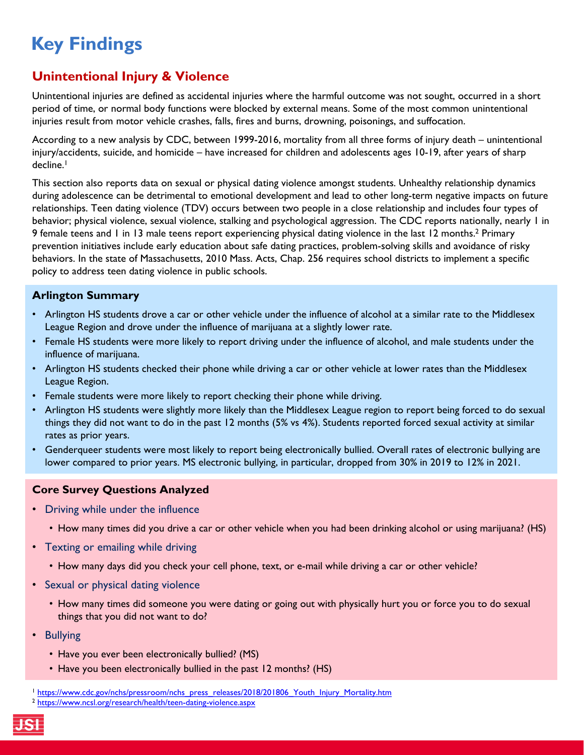# Key Findings

## Unintentional Injury & Violence

Unintentional injuries are defined as accidental injuries where the harmful outcome was not sought, occurred in a short period of time, or normal body functions were blocked by external means. Some of the most common unintentional injuries result from motor vehicle crashes, falls, fires and burns, drowning, poisonings, and suffocation.

According to a new analysis by CDC, between 1999-2016, mortality from all three forms of injury death – unintentional injury/accidents, suicide, and homicide – have increased for children and adolescents ages 10-19, after years of sharp decline.[1]

This section also reports data on sexual or physical dating violence amongst students. Unhealthy relationship dynamics during adolescence can be detrimental to emotional development and lead to other long-term negative impacts on future relationships. Teen dating violence (TDV) occurs between two people in a close relationship and includes four types of behavior; physical violence, sexual violence, stalking and psychological aggression. The CDC reports nationally, nearly 1 in 9 female teens and 1 in 13 male teens report experiencing physical dating violence in the last 12 months.[2] Primary prevention initiatives include early education about safe dating practices, problem-solving skills and avoidance of risky behaviors. In the state of Massachusetts, 2010 Mass. Acts, Chap. 256 requires school districts to implement a specific policy to address teen dating violence in public schools.

### Arlington Summary

- Arlington HS students drove a car or other vehicle under the influence of alcohol at a similar rate to the Middlesex League Region and drove under the influence of marijuana at a slightly lower rate.
- Female HS students were more likely to report driving under the influence of alcohol, and male students under the influence of marijuana.
- Arlington HS students checked their phone while driving a car or other vehicle at lower rates than the Middlesex League Region.
- Female students were more likely to report checking their phone while driving.
- Arlington HS students were slightly more likely than the Middlesex League region to report being forced to do sexual things they did not want to do in the past 12 months (5% vs 4%). Students reported forced sexual activity at similar rates as prior years.
- Genderqueer students were most likely to report being electronically bullied. Overall rates of electronic bullying are lower compared to prior years. MS electronic bullying, in particular, dropped from 30% in 2019 to 12% in 2021.

### Core Survey Questions Analyzed

- Driving while under the influence
  - How many times did you drive a car or other vehicle when you had been drinking alcohol or using marijuana? (HS)
- Texting or emailing while driving
  - How many days did you check your cell phone, text, or e-mail while driving a car or other vehicle?
- Sexual or physical dating violence
  - How many times did someone you were dating or going out with physically hurt you or force you to do sexual things that you did not want to do?
- Bullying
  - Have you ever been electronically bullied? (MS)
  - Have you been electronically bullied in the past 12 months? (HS)

[1] https://www.cdc.gov/nchs/pressroom/nchs_press_releases/2018/201806_Youth_Injury_Mortality.htm

[2] https://www.ncsl.org/research/health/teen-dating-violence.aspx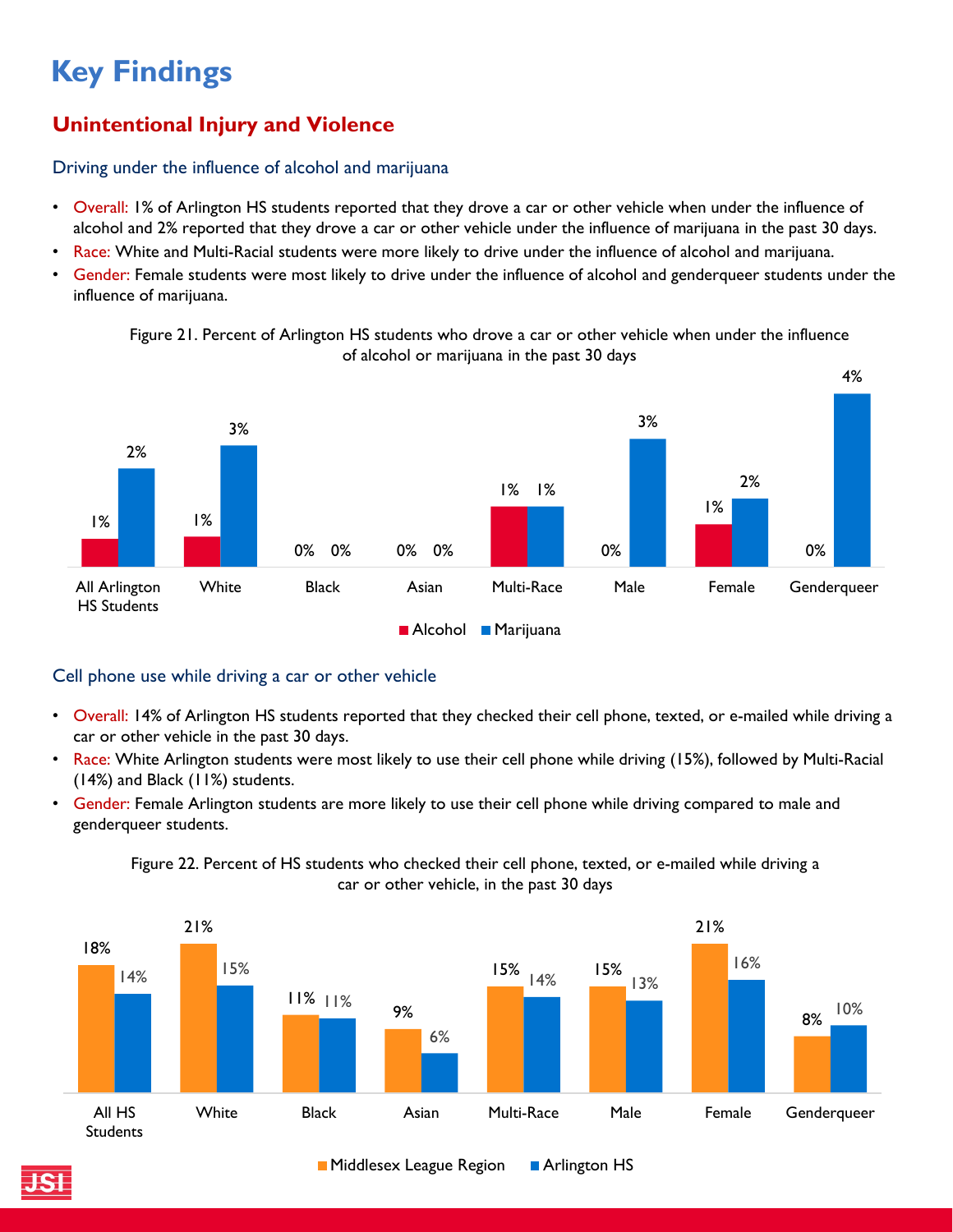# Key Findings

## Unintentional Injury and Violence

### Driving under the influence of alcohol and marijuana

- Overall: 1% of Arlington HS students reported that they drove a car or other vehicle when under the influence of alcohol and 2% reported that they drove a car or other vehicle under the influence of marijuana in the past 30 days.
- Race: White and Multi-Racial students were more likely to drive under the influence of alcohol and marijuana.
- Gender: Female students were most likely to drive under the influence of alcohol and genderqueer students under the influence of marijuana.

Figure 21. Percent of Arlington HS students who drove a car or other vehicle when under the influence of alcohol or marijuana in the past 30 days

| | Alcohol | Marijuana |
|---|---|---|
| All Arlington HS Students | 1% | 2% |
| White | 1% | 3% |
| Black | 0% | 0% |
| Asian | 0% | 0% |
| Multi-Race | 1% | 1% |
| Male | 0% | 3% |
| Female | 1% | 2% |
| Genderqueer | 0% | 4% |

### Cell phone use while driving a car or other vehicle

- Overall: 14% of Arlington HS students reported that they checked their cell phone, texted, or e-mailed while driving a car or other vehicle in the past 30 days.
- Race: White Arlington students were most likely to use their cell phone while driving (15%), followed by Multi-Racial (14%) and Black (11%) students.
- Gender: Female Arlington students are more likely to use their cell phone while driving compared to male and genderqueer students.

Figure 22. Percent of HS students who checked their cell phone, texted, or e-mailed while driving a car or other vehicle, in the past 30 days

| | Middlesex League Region | Arlington HS |
|---|---|---|
| All HS Students | 18% | 14% |
| White | 21% | 15% |
| Black | 11% | 11% |
| Asian | 9% | 6% |
| Multi-Race | 15% | 14% |
| Male | 15% | 13% |
| Female | 21% | 16% |
| Genderqueer | 8% | 10% |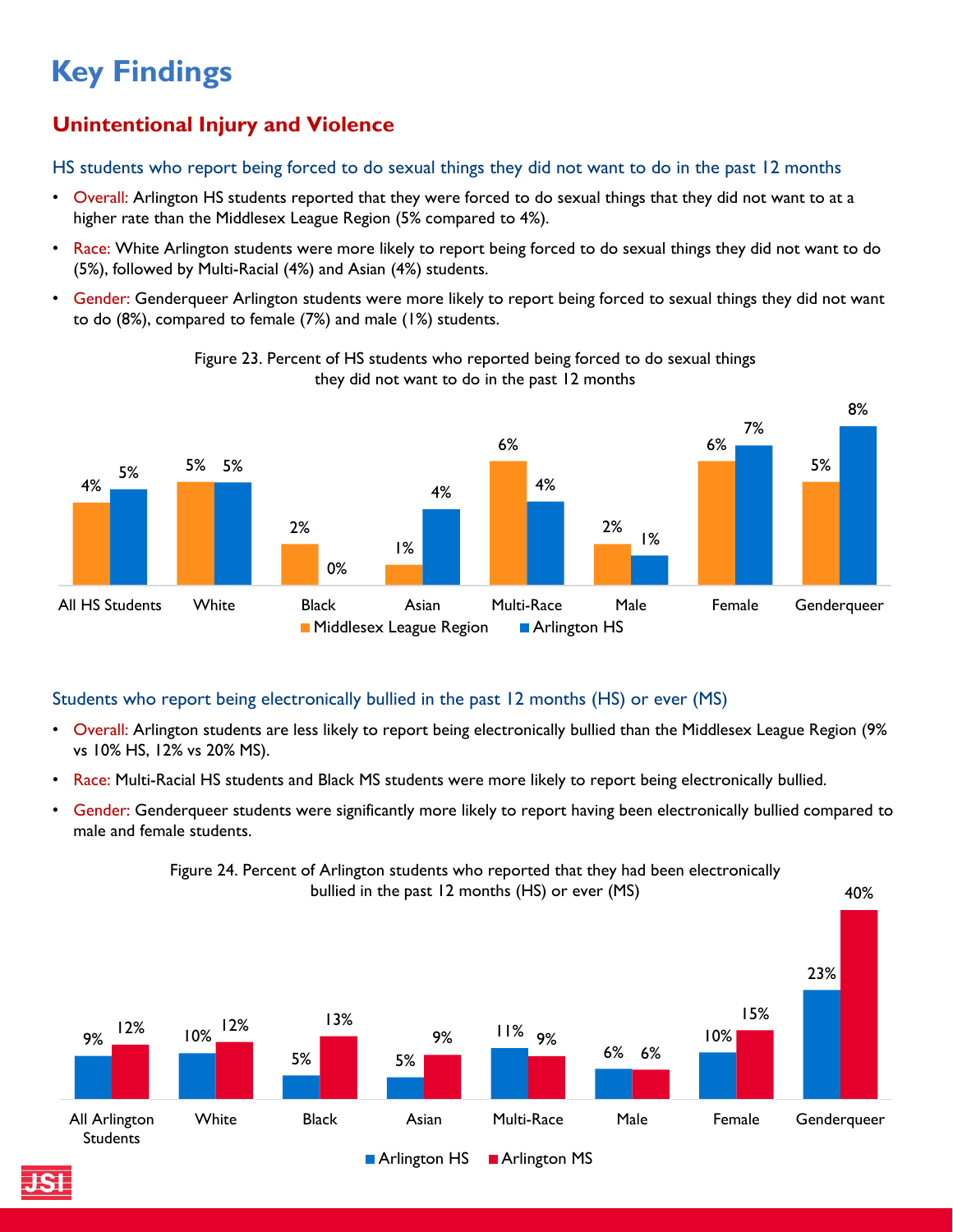# Key Findings

## Unintentional Injury and Violence

### HS students who report being forced to do sexual things they did not want to do in the past 12 months

- Overall: Arlington HS students reported that they were forced to do sexual things that they did not want to at a higher rate than the Middlesex League Region (5% compared to 4%).
- Race: White Arlington students were more likely to report being forced to do sexual things they did not want to do (5%), followed by Multi-Racial (4%) and Asian (4%) students.
- Gender: Genderqueer Arlington students were more likely to report being forced to sexual things they did not want to do (8%), compared to female (7%) and male (1%) students.

Figure 23. Percent of HS students who reported being forced to do sexual things they did not want to do in the past 12 months

| | Middlesex League Region | Arlington HS |
|---|---|---|
| All HS Students | 4% | 5% |
| White | 5% | 5% |
| Black | 2% | 0% |
| Asian | 1% | 4% |
| Multi-Race | 6% | 4% |
| Male | 2% | 1% |
| Female | 6% | 7% |
| Genderqueer | 5% | 8% |

### Students who report being electronically bullied in the past 12 months (HS) or ever (MS)

- Overall: Arlington students are less likely to report being electronically bullied than the Middlesex League Region (9% vs 10% HS, 12% vs 20% MS).
- Race: Multi-Racial HS students and Black MS students were more likely to report being electronically bullied.
- Gender: Genderqueer students were significantly more likely to report having been electronically bullied compared to male and female students.

Figure 24. Percent of Arlington students who reported that they had been electronically bullied in the past 12 months (HS) or ever (MS)

| | Arlington HS | Arlington MS |
|---|---|---|
| All Arlington Students | 9% | 12% |
| White | 10% | 12% |
| Black | 5% | 13% |
| Asian | 5% | 9% |
| Multi-Race | 11% | 9% |
| Male | 6% | 6% |
| Female | 10% | 15% |
| Genderqueer | 23% | 40% |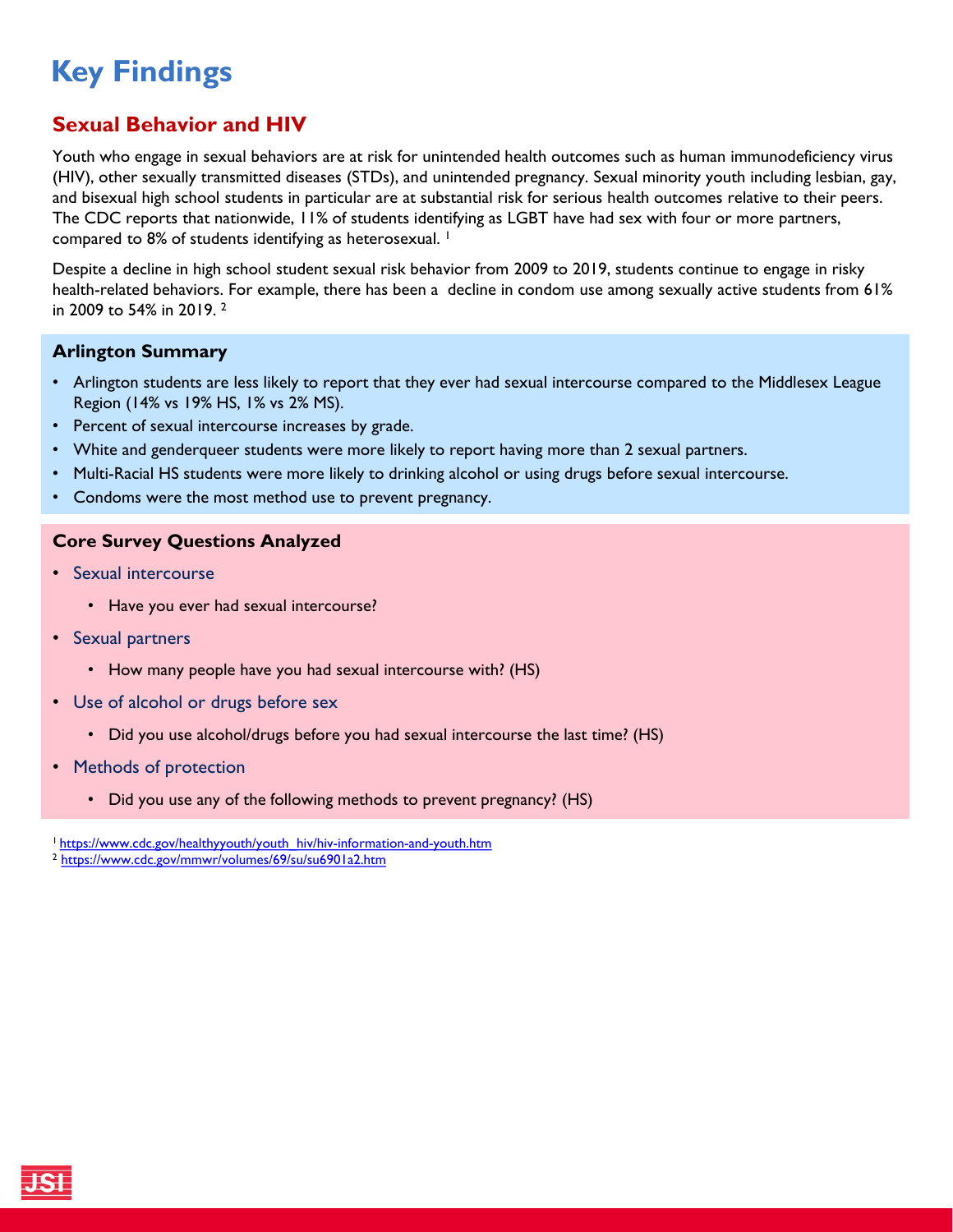# Key Findings

## Sexual Behavior and HIV

Youth who engage in sexual behaviors are at risk for unintended health outcomes such as human immunodeficiency virus (HIV), other sexually transmitted diseases (STDs), and unintended pregnancy. Sexual minority youth including lesbian, gay, and bisexual high school students in particular are at substantial risk for serious health outcomes relative to their peers. The CDC reports that nationwide, 11% of students identifying as LGBT have had sex with four or more partners, compared to 8% of students identifying as heterosexual. [1]

Despite a decline in high school student sexual risk behavior from 2009 to 2019, students continue to engage in risky health-related behaviors. For example, there has been a decline in condom use among sexually active students from 61% in 2009 to 54% in 2019. [2]

### Arlington Summary

- Arlington students are less likely to report that they ever had sexual intercourse compared to the Middlesex League Region (14% vs 19% HS, 1% vs 2% MS).
- Percent of sexual intercourse increases by grade.
- White and genderqueer students were more likely to report having more than 2 sexual partners.
- Multi-Racial HS students were more likely to drinking alcohol or using drugs before sexual intercourse.
- Condoms were the most method use to prevent pregnancy.

### Core Survey Questions Analyzed

- Sexual intercourse
  - Have you ever had sexual intercourse?
- Sexual partners
  - How many people have you had sexual intercourse with? (HS)
- Use of alcohol or drugs before sex
  - Did you use alcohol/drugs before you had sexual intercourse the last time? (HS)
- Methods of protection
  - Did you use any of the following methods to prevent pregnancy? (HS)

[1] https://www.cdc.gov/healthyyouth/youth_hiv/hiv-information-and-youth.htm
[2] https://www.cdc.gov/mmwr/volumes/69/su/su6901a2.htm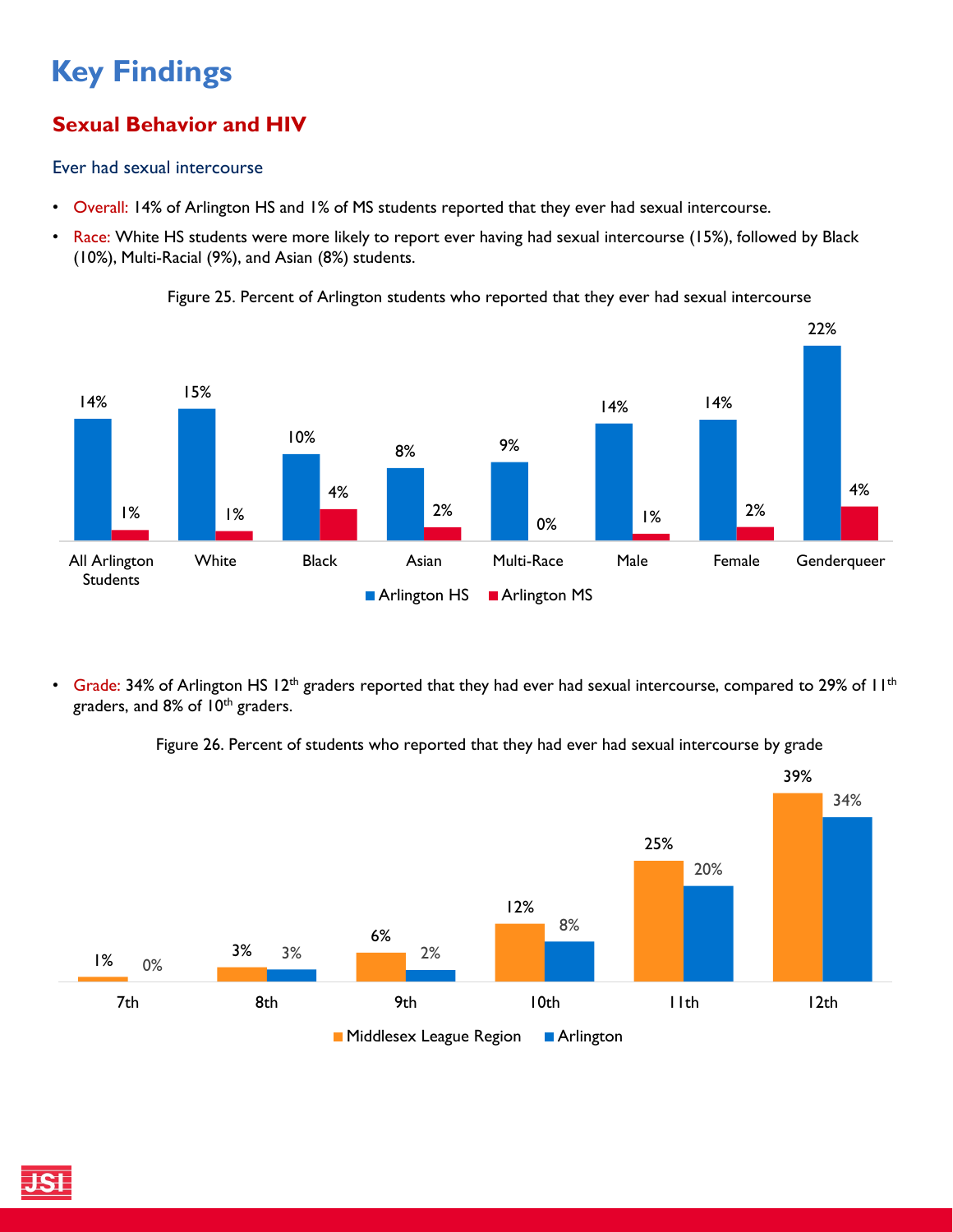# Key Findings

## Sexual Behavior and HIV

### Ever had sexual intercourse

- Overall: 14% of Arlington HS and 1% of MS students reported that they ever had sexual intercourse.
- Race: White HS students were more likely to report ever having had sexual intercourse (15%), followed by Black (10%), Multi-Racial (9%), and Asian (8%) students.

Figure 25. Percent of Arlington students who reported that they ever had sexual intercourse

| | Arlington HS | Arlington MS |
|---|---|---|
| All Arlington Students | 14% | 1% |
| White | 15% | 1% |
| Black | 10% | 4% |
| Asian | 8% | 2% |
| Multi-Race | 9% | 0% |
| Male | 14% | 1% |
| Female | 14% | 2% |
| Genderqueer | 22% | 4% |

- Grade: 34% of Arlington HS 12th graders reported that they had ever had sexual intercourse, compared to 29% of 11th graders, and 8% of 10th graders.

Figure 26. Percent of students who reported that they had ever had sexual intercourse by grade

| | Middlesex League Region | Arlington |
|---|---|---|
| 7th | 1% | 0% |
| 8th | 3% | 3% |
| 9th | 6% | 2% |
| 10th | 12% | 8% |
| 11th | 25% | 20% |
| 12th | 39% | 34% |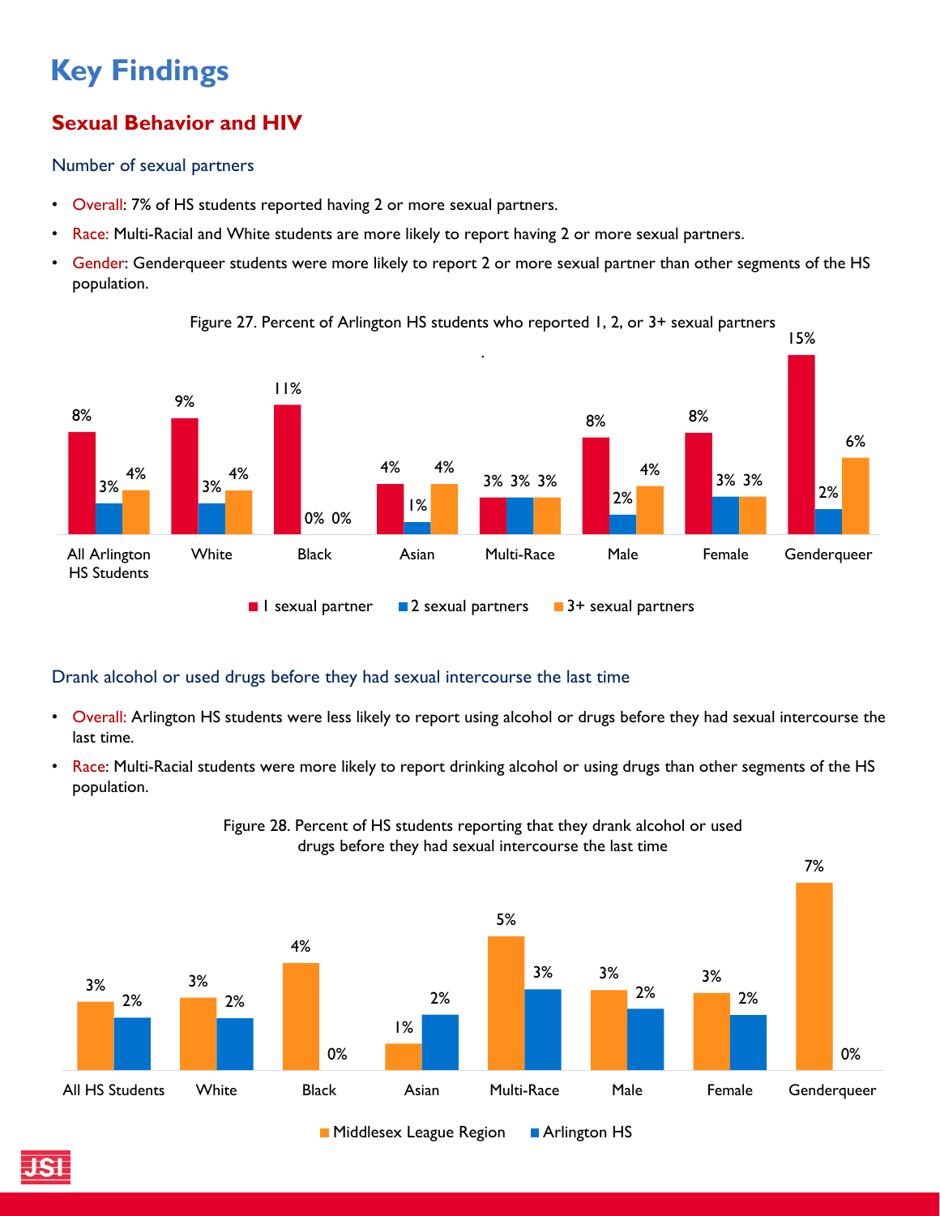# Key Findings

## Sexual Behavior and HIV

### Number of sexual partners

- Overall: 7% of HS students reported having 2 or more sexual partners.
- Race: Multi-Racial and White students are more likely to report having 2 or more sexual partners.
- Gender: Genderqueer students were more likely to report 2 or more sexual partner than other segments of the HS population.

Figure 27. Percent of Arlington HS students who reported 1, 2, or 3+ sexual partners

| | 1 sexual partner | 2 sexual partners | 3+ sexual partners |
|---|---|---|---|
| All Arlington HS Students | 8% | 3% | 4% |
| White | 9% | 3% | 4% |
| Black | 11% | 0% | 0% |
| Asian | 4% | 1% | 4% |
| Multi-Race | 3% | 3% | 3% |
| Male | 8% | 2% | 4% |
| Female | 8% | 3% | 3% |
| Genderqueer | 15% | 2% | 6% |

### Drank alcohol or used drugs before they had sexual intercourse the last time

- Overall: Arlington HS students were less likely to report using alcohol or drugs before they had sexual intercourse the last time.
- Race: Multi-Racial students were more likely to report drinking alcohol or using drugs than other segments of the HS population.

Figure 28. Percent of HS students reporting that they drank alcohol or used drugs before they had sexual intercourse the last time

| | Middlesex League Region | Arlington HS |
|---|---|---|
| All HS Students | 3% | 2% |
| White | 3% | 2% |
| Black | 4% | 0% |
| Asian | 1% | 2% |
| Multi-Race | 5% | 3% |
| Male | 3% | 2% |
| Female | 3% | 2% |
| Genderqueer | 7% | 0% |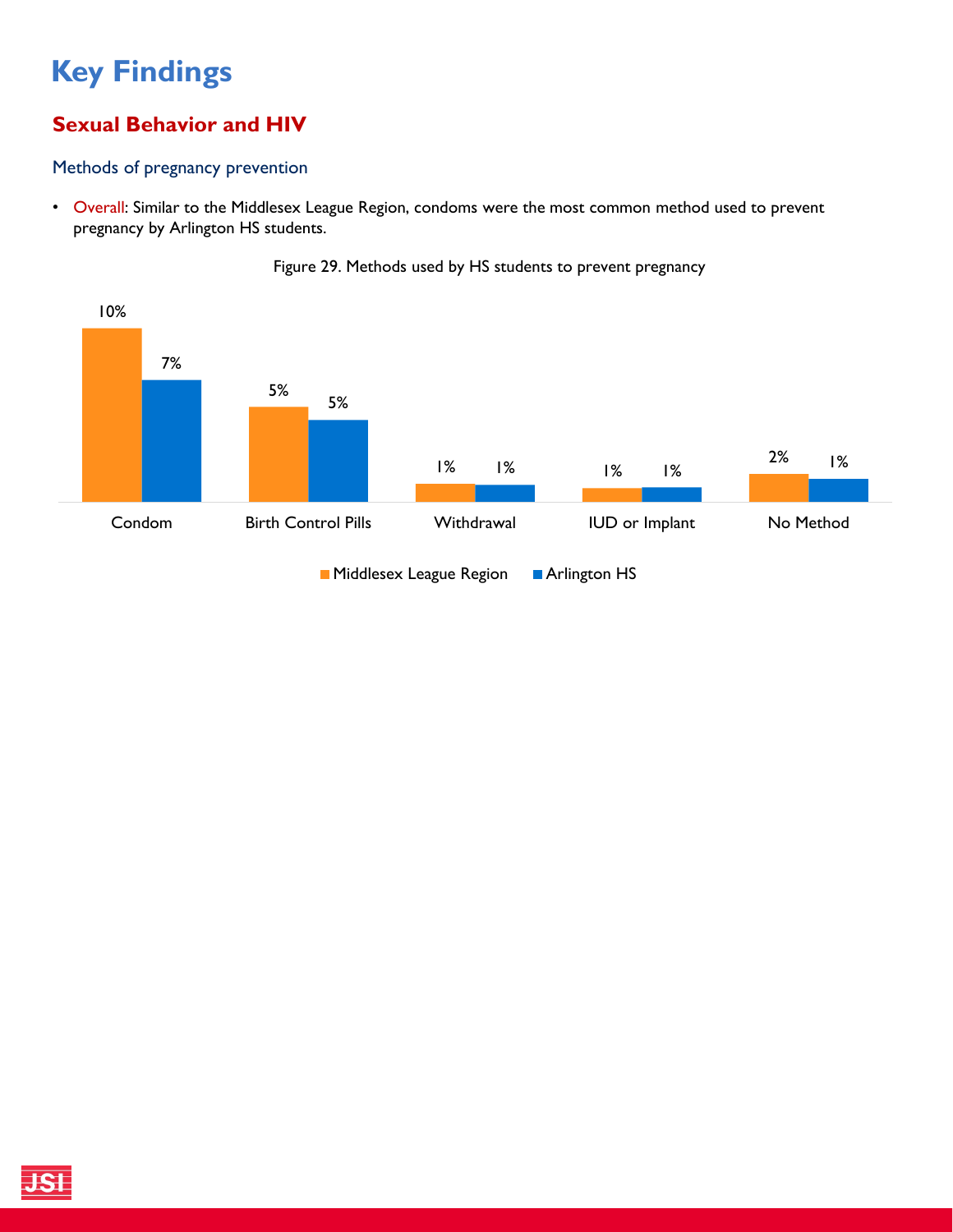# Key Findings

## Sexual Behavior and HIV

### Methods of pregnancy prevention

- Overall: Similar to the Middlesex League Region, condoms were the most common method used to prevent pregnancy by Arlington HS students.

Figure 29. Methods used by HS students to prevent pregnancy

| Method | Middlesex League Region | Arlington HS |
|---|---|---|
| Condom | 10% | 7% |
| Birth Control Pills | 5% | 5% |
| Withdrawal | 1% | 1% |
| IUD or Implant | 1% | 1% |
| No Method | 2% | 1% |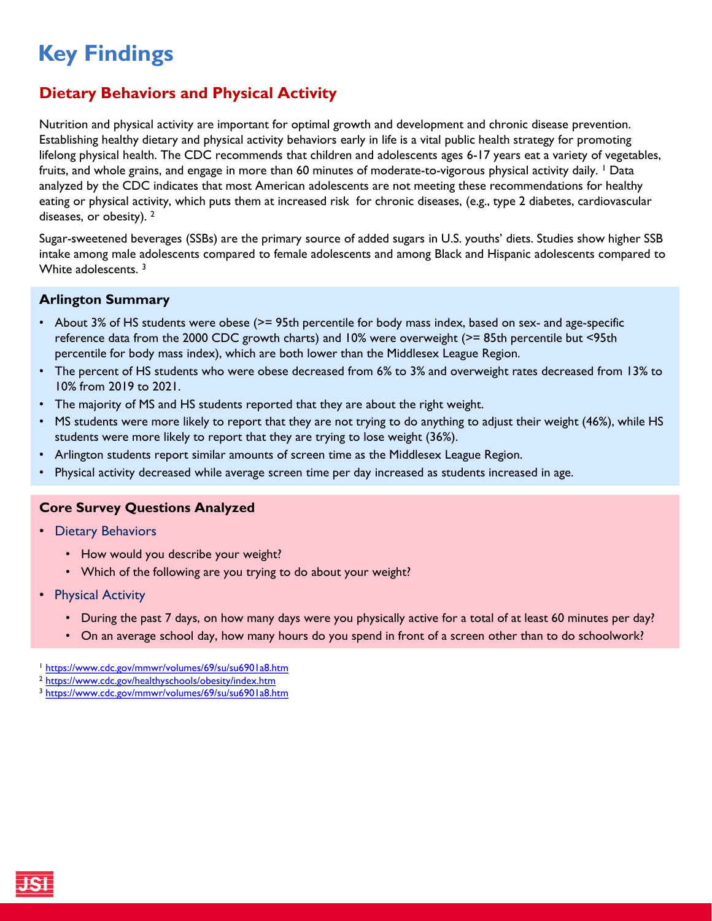# Key Findings

## Dietary Behaviors and Physical Activity

Nutrition and physical activity are important for optimal growth and development and chronic disease prevention. Establishing healthy dietary and physical activity behaviors early in life is a vital public health strategy for promoting lifelong physical health. The CDC recommends that children and adolescents ages 6-17 years eat a variety of vegetables, fruits, and whole grains, and engage in more than 60 minutes of moderate-to-vigorous physical activity daily. [1] Data analyzed by the CDC indicates that most American adolescents are not meeting these recommendations for healthy eating or physical activity, which puts them at increased risk for chronic diseases, (e.g., type 2 diabetes, cardiovascular diseases, or obesity). [2]

Sugar-sweetened beverages (SSBs) are the primary source of added sugars in U.S. youths' diets. Studies show higher SSB intake among male adolescents compared to female adolescents and among Black and Hispanic adolescents compared to White adolescents. [3]

### Arlington Summary

- About 3% of HS students were obese (>= 95th percentile for body mass index, based on sex- and age-specific reference data from the 2000 CDC growth charts) and 10% were overweight (>= 85th percentile but <95th percentile for body mass index), which are both lower than the Middlesex League Region.
- The percent of HS students who were obese decreased from 6% to 3% and overweight rates decreased from 13% to 10% from 2019 to 2021.
- The majority of MS and HS students reported that they are about the right weight.
- MS students were more likely to report that they are not trying to do anything to adjust their weight (46%), while HS students were more likely to report that they are trying to lose weight (36%).
- Arlington students report similar amounts of screen time as the Middlesex League Region.
- Physical activity decreased while average screen time per day increased as students increased in age.

### Core Survey Questions Analyzed

- Dietary Behaviors
  - How would you describe your weight?
  - Which of the following are you trying to do about your weight?
- Physical Activity
  - During the past 7 days, on how many days were you physically active for a total of at least 60 minutes per day?
  - On an average school day, how many hours do you spend in front of a screen other than to do schoolwork?

[1] https://www.cdc.gov/mmwr/volumes/69/su/su6901a8.htm
[2] https://www.cdc.gov/healthyschools/obesity/index.htm
[3] https://www.cdc.gov/mmwr/volumes/69/su/su6901a8.htm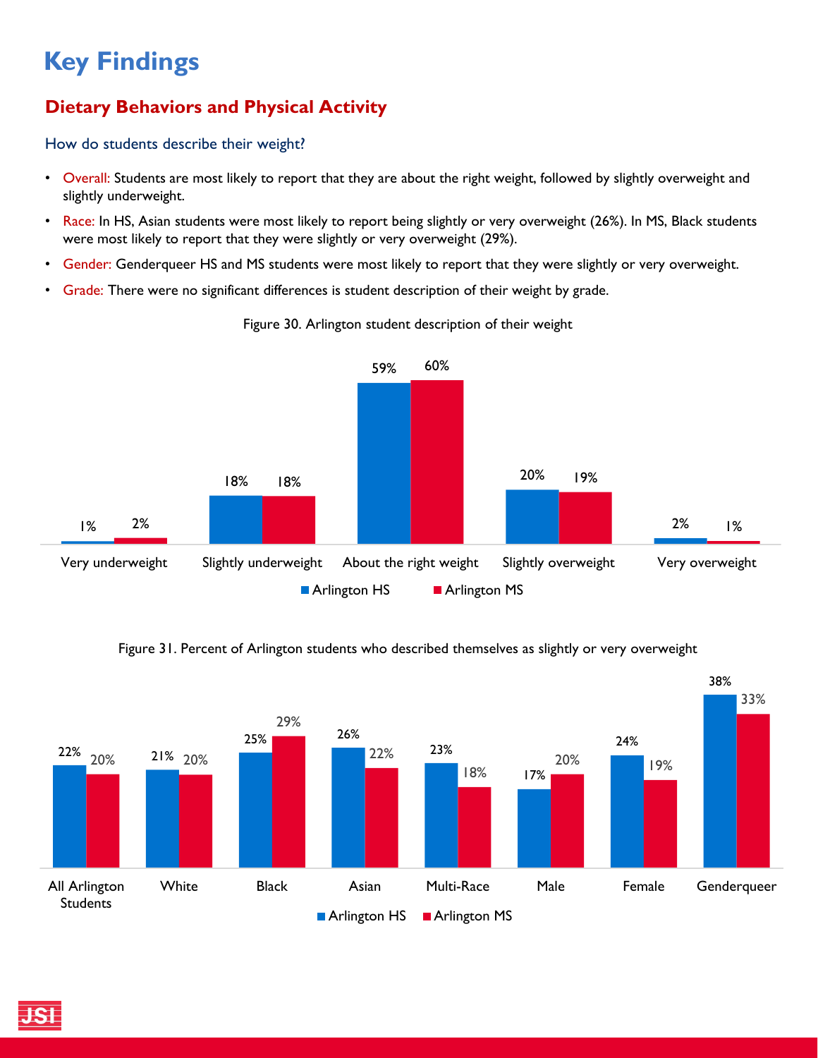# Key Findings

## Dietary Behaviors and Physical Activity

### How do students describe their weight?

- Overall: Students are most likely to report that they are about the right weight, followed by slightly overweight and slightly underweight.
- Race: In HS, Asian students were most likely to report being slightly or very overweight (26%). In MS, Black students were most likely to report that they were slightly or very overweight (29%).
- Gender: Genderqueer HS and MS students were most likely to report that they were slightly or very overweight.
- Grade: There were no significant differences is student description of their weight by grade.

Figure 30. Arlington student description of their weight

| | Arlington HS | Arlington MS |
|---|---|---|
| Very underweight | 1% | 2% |
| Slightly underweight | 18% | 18% |
| About the right weight | 59% | 60% |
| Slightly overweight | 20% | 19% |
| Very overweight | 2% | 1% |

Figure 31. Percent of Arlington students who described themselves as slightly or very overweight

| | Arlington HS | Arlington MS |
|---|---|---|
| All Arlington Students | 22% | 20% |
| White | 21% | 20% |
| Black | 25% | 29% |
| Asian | 26% | 22% |
| Multi-Race | 23% | 18% |
| Male | 17% | 20% |
| Female | 24% | 19% |
| Genderqueer | 38% | 33% |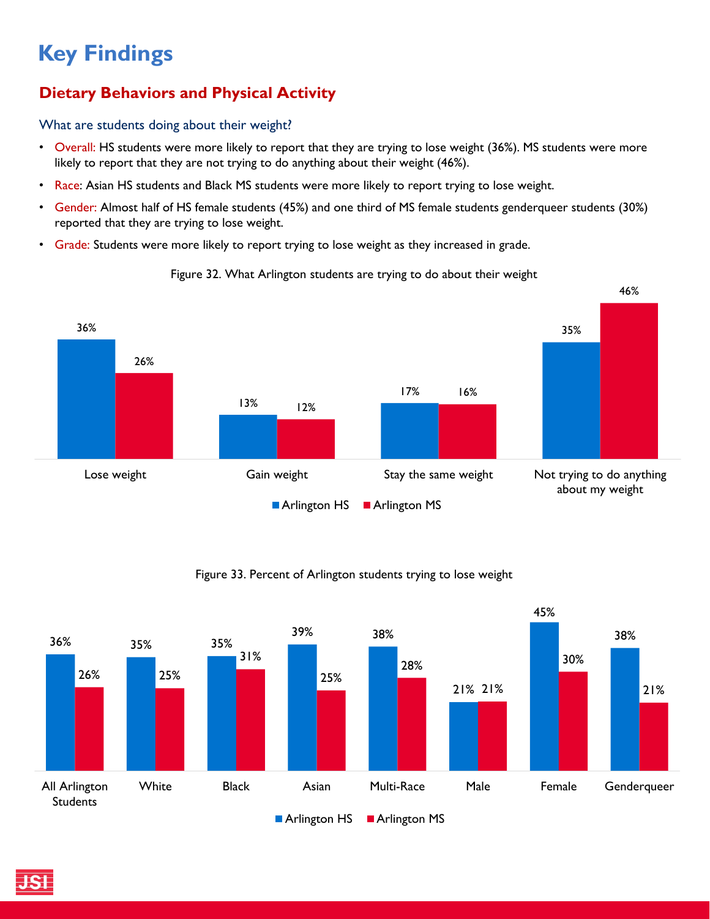# Key Findings

## Dietary Behaviors and Physical Activity

### What are students doing about their weight?

- Overall: HS students were more likely to report that they are trying to lose weight (36%). MS students were more likely to report that they are not trying to do anything about their weight (46%).
- Race: Asian HS students and Black MS students were more likely to report trying to lose weight.
- Gender: Almost half of HS female students (45%) and one third of MS female students genderqueer students (30%) reported that they are trying to lose weight.
- Grade: Students were more likely to report trying to lose weight as they increased in grade.

Figure 32. What Arlington students are trying to do about their weight

| | Arlington HS | Arlington MS |
|---|---|---|
| Lose weight | 36% | 26% |
| Gain weight | 13% | 12% |
| Stay the same weight | 17% | 16% |
| Not trying to do anything about my weight | 35% | 46% |

Figure 33. Percent of Arlington students trying to lose weight

| | Arlington HS | Arlington MS |
|---|---|---|
| All Arlington Students | 36% | 26% |
| White | 35% | 25% |
| Black | 35% | 31% |
| Asian | 39% | 25% |
| Multi-Race | 38% | 28% |
| Male | 21% | 21% |
| Female | 45% | 30% |
| Genderqueer | 38% | 21% |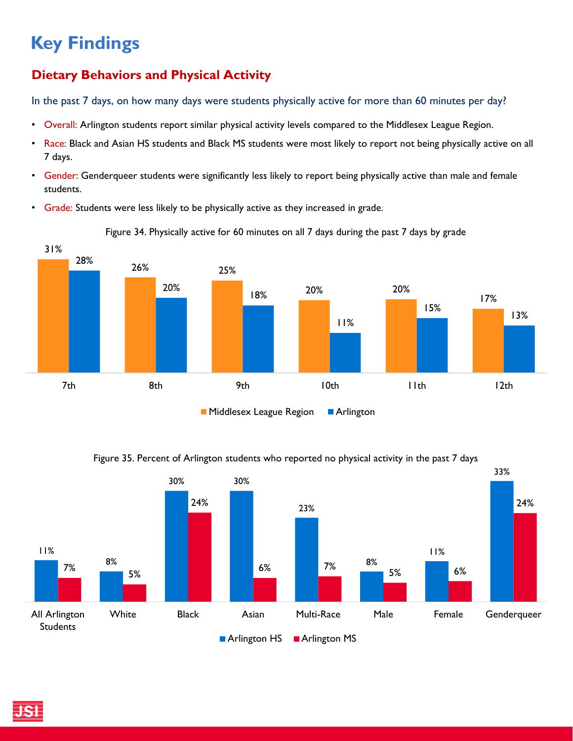# Key Findings

## Dietary Behaviors and Physical Activity

In the past 7 days, on how many days were students physically active for more than 60 minutes per day?

- Overall: Arlington students report similar physical activity levels compared to the Middlesex League Region.
- Race: Black and Asian HS students and Black MS students were most likely to report not being physically active on all 7 days.
- Gender: Genderqueer students were significantly less likely to report being physically active than male and female students.
- Grade: Students were less likely to be physically active as they increased in grade.

Figure 34. Physically active for 60 minutes on all 7 days during the past 7 days by grade

| Grade | Middlesex League Region | Arlington |
| --- | --- | --- |
| 7th | 31% | 28% |
| 8th | 26% | 20% |
| 9th | 25% | 18% |
| 10th | 20% | 11% |
| 11th | 20% | 15% |
| 12th | 17% | 13% |

Figure 35. Percent of Arlington students who reported no physical activity in the past 7 days

| Group | Arlington HS | Arlington MS |
| --- | --- | --- |
| All Arlington Students | 11% | 7% |
| White | 8% | 5% |
| Black | 30% | 24% |
| Asian | 30% | 6% |
| Multi-Race | 23% | 7% |
| Male | 8% | 5% |
| Female | 11% | 6% |
| Genderqueer | 33% | 24% |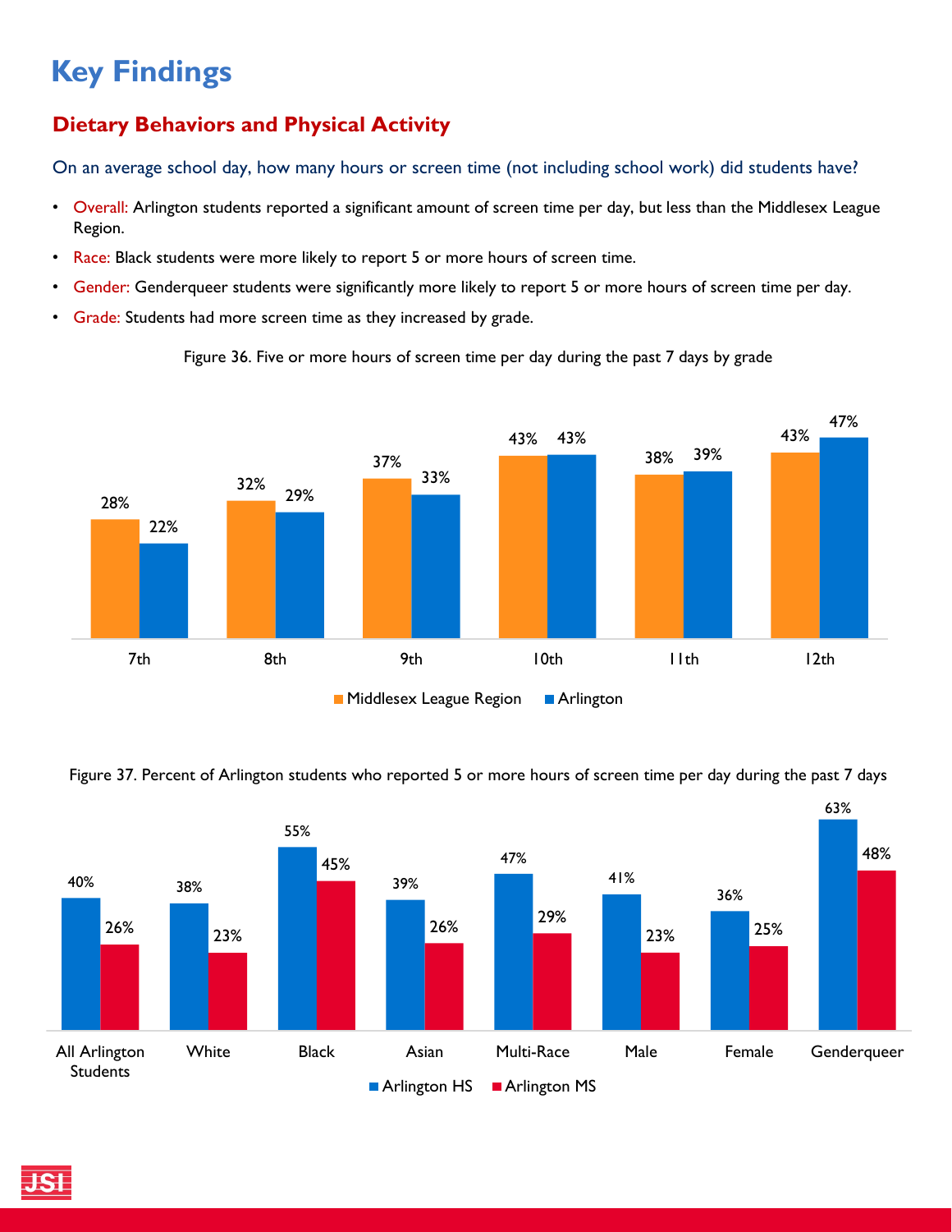# Key Findings

## Dietary Behaviors and Physical Activity

On an average school day, how many hours or screen time (not including school work) did students have?

- Overall: Arlington students reported a significant amount of screen time per day, but less than the Middlesex League Region.
- Race: Black students were more likely to report 5 or more hours of screen time.
- Gender: Genderqueer students were significantly more likely to report 5 or more hours of screen time per day.
- Grade: Students had more screen time as they increased by grade.

Figure 36. Five or more hours of screen time per day during the past 7 days by grade

| Grade | Middlesex League Region | Arlington |
|---|---|---|
| 7th | 28% | 22% |
| 8th | 32% | 29% |
| 9th | 37% | 33% |
| 10th | 43% | 43% |
| 11th | 38% | 39% |
| 12th | 43% | 47% |

Figure 37. Percent of Arlington students who reported 5 or more hours of screen time per day during the past 7 days

| Group | Arlington HS | Arlington MS |
|---|---|---|
| All Arlington Students | 40% | 26% |
| White | 38% | 23% |
| Black | 55% | 45% |
| Asian | 39% | 26% |
| Multi-Race | 47% | 29% |
| Male | 41% | 23% |
| Female | 36% | 25% |
| Genderqueer | 63% | 48% |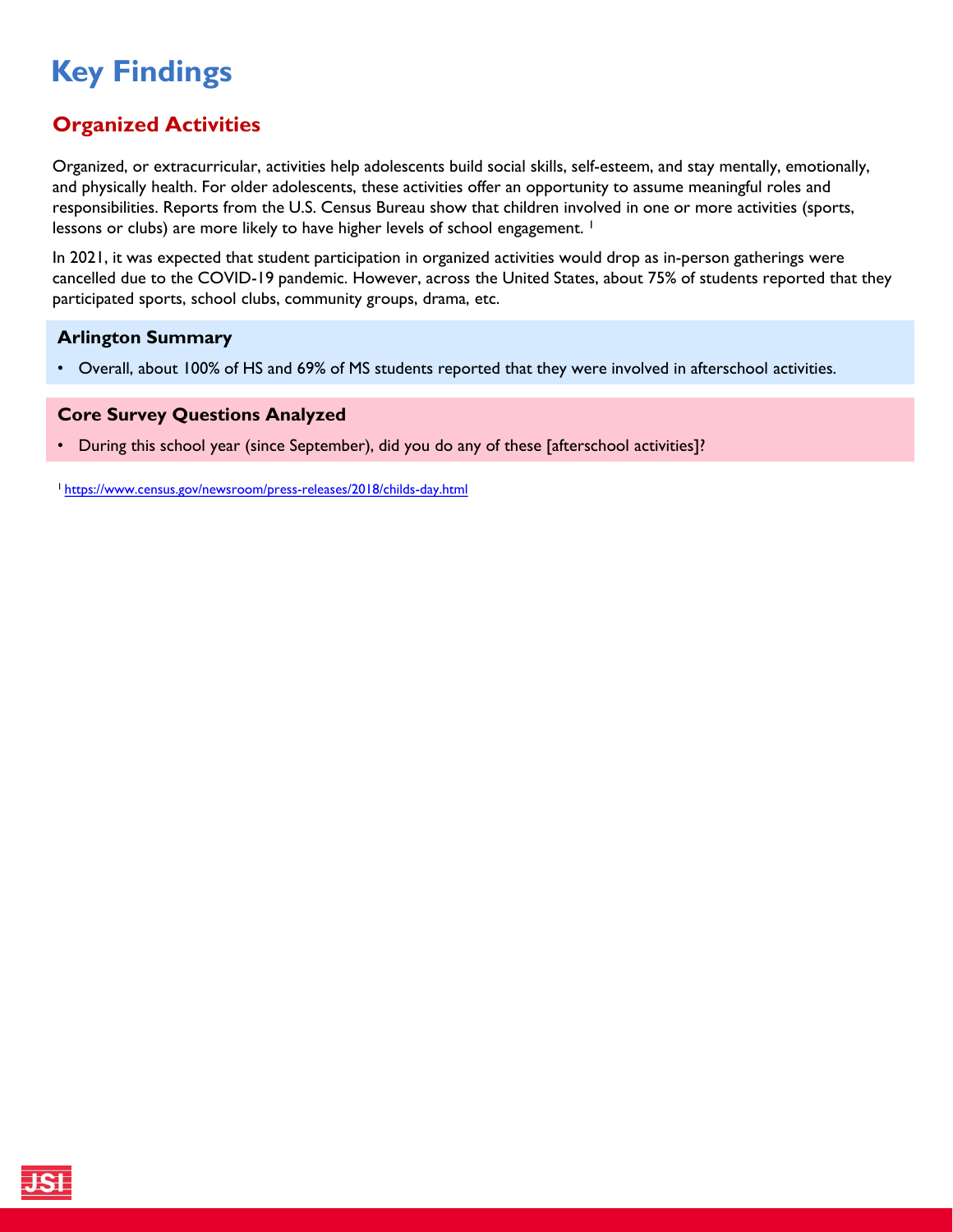# Key Findings

## Organized Activities

Organized, or extracurricular, activities help adolescents build social skills, self-esteem, and stay mentally, emotionally, and physically health. For older adolescents, these activities offer an opportunity to assume meaningful roles and responsibilities. Reports from the U.S. Census Bureau show that children involved in one or more activities (sports, lessons or clubs) are more likely to have higher levels of school engagement. [1]

In 2021, it was expected that student participation in organized activities would drop as in-person gatherings were cancelled due to the COVID-19 pandemic. However, across the United States, about 75% of students reported that they participated sports, school clubs, community groups, drama, etc.

### Arlington Summary

- Overall, about 100% of HS and 69% of MS students reported that they were involved in afterschool activities.

### Core Survey Questions Analyzed

- During this school year (since September), did you do any of these [afterschool activities]?

[1] https://www.census.gov/newsroom/press-releases/2018/childs-day.html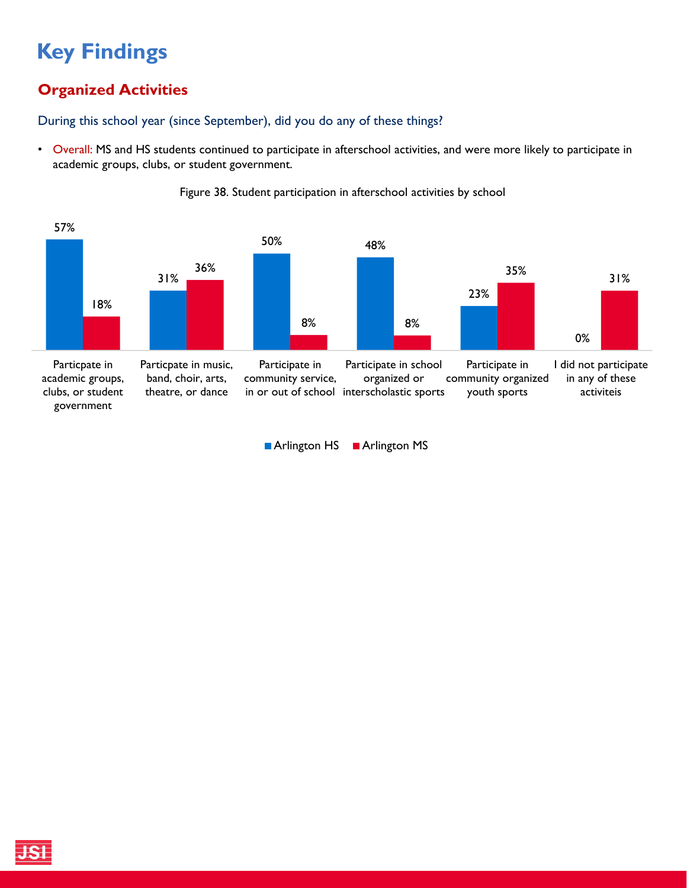# Key Findings

## Organized Activities

During this school year (since September), did you do any of these things?

- Overall: MS and HS students continued to participate in afterschool activities, and were more likely to participate in academic groups, clubs, or student government.

Figure 38. Student participation in afterschool activities by school

57%
18%
31%
36%
50%
8%
48%
8%
23%
35%
0%
31%

Particpate in academic groups, clubs, or student government

Particpate in music, band, choir, arts, theatre, or dance

Participate in community service, in or out of school

Participate in school organized or interscholastic sports

Participate in community organized youth sports

I did not participate in any of these activiteis

Arlington HS
Arlington MS